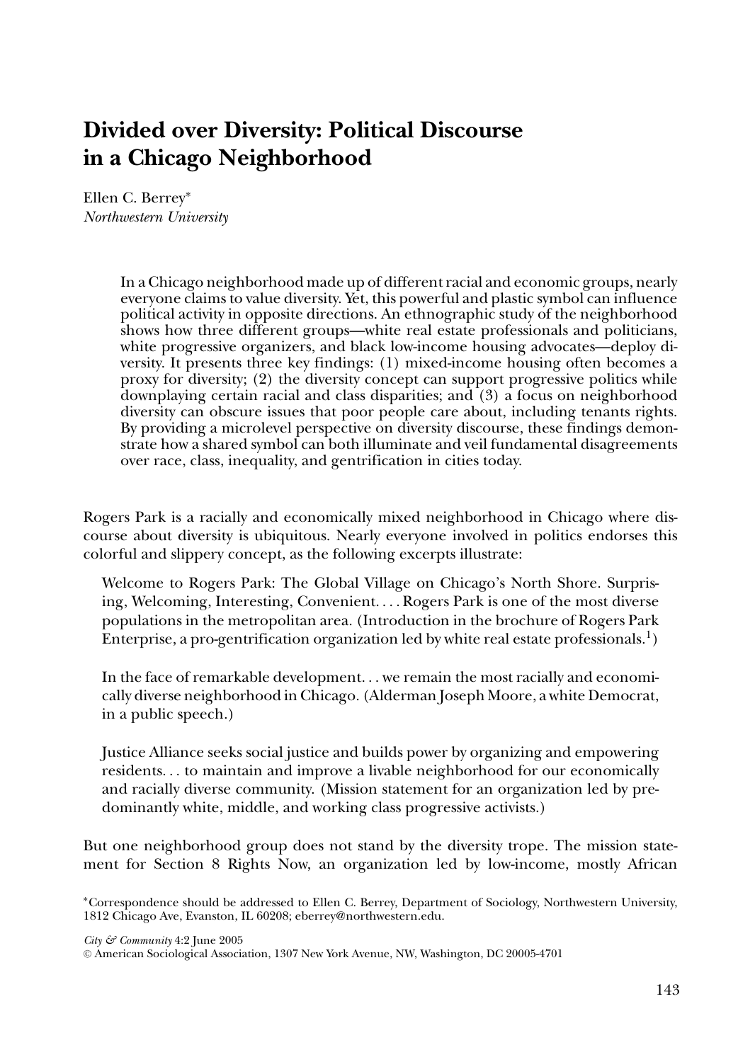# Divided over Diversity: Political Discourse in a Chicago Neighborhood

Ellen C. Berrey*
*Northwestern University*

> In a Chicago neighborhood made up of different racial and economic groups, nearly everyone claims to value diversity. Yet, this powerful and plastic symbol can influence political activity in opposite directions. An ethnographic study of the neighborhood shows how three different groups—white real estate professionals and politicians, white progressive organizers, and black low-income housing advocates—deploy diversity. It presents three key findings: (1) mixed-income housing often becomes a proxy for diversity; (2) the diversity concept can support progressive politics while downplaying certain racial and class disparities; and (3) a focus on neighborhood diversity can obscure issues that poor people care about, including tenants rights. By providing a microlevel perspective on diversity discourse, these findings demonstrate how a shared symbol can both illuminate and veil fundamental disagreements over race, class, inequality, and gentrification in cities today.

Rogers Park is a racially and economically mixed neighborhood in Chicago where discourse about diversity is ubiquitous. Nearly everyone involved in politics endorses this colorful and slippery concept, as the following excerpts illustrate:

> Welcome to Rogers Park: The Global Village on Chicago's North Shore. Surprising, Welcoming, Interesting, Convenient.... Rogers Park is one of the most diverse populations in the metropolitan area. (Introduction in the brochure of Rogers Park Enterprise, a pro-gentrification organization led by white real estate professionals.[1])

> In the face of remarkable development... we remain the most racially and economically diverse neighborhood in Chicago. (Alderman Joseph Moore, a white Democrat, in a public speech.)

> Justice Alliance seeks social justice and builds power by organizing and empowering residents... to maintain and improve a livable neighborhood for our economically and racially diverse community. (Mission statement for an organization led by predominantly white, middle, and working class progressive activists.)

But one neighborhood group does not stand by the diversity trope. The mission statement for Section 8 Rights Now, an organization led by low-income, mostly African

*Correspondence should be addressed to Ellen C. Berrey, Department of Sociology, Northwestern University, 1812 Chicago Ave, Evanston, IL 60208; eberrey@northwestern.edu.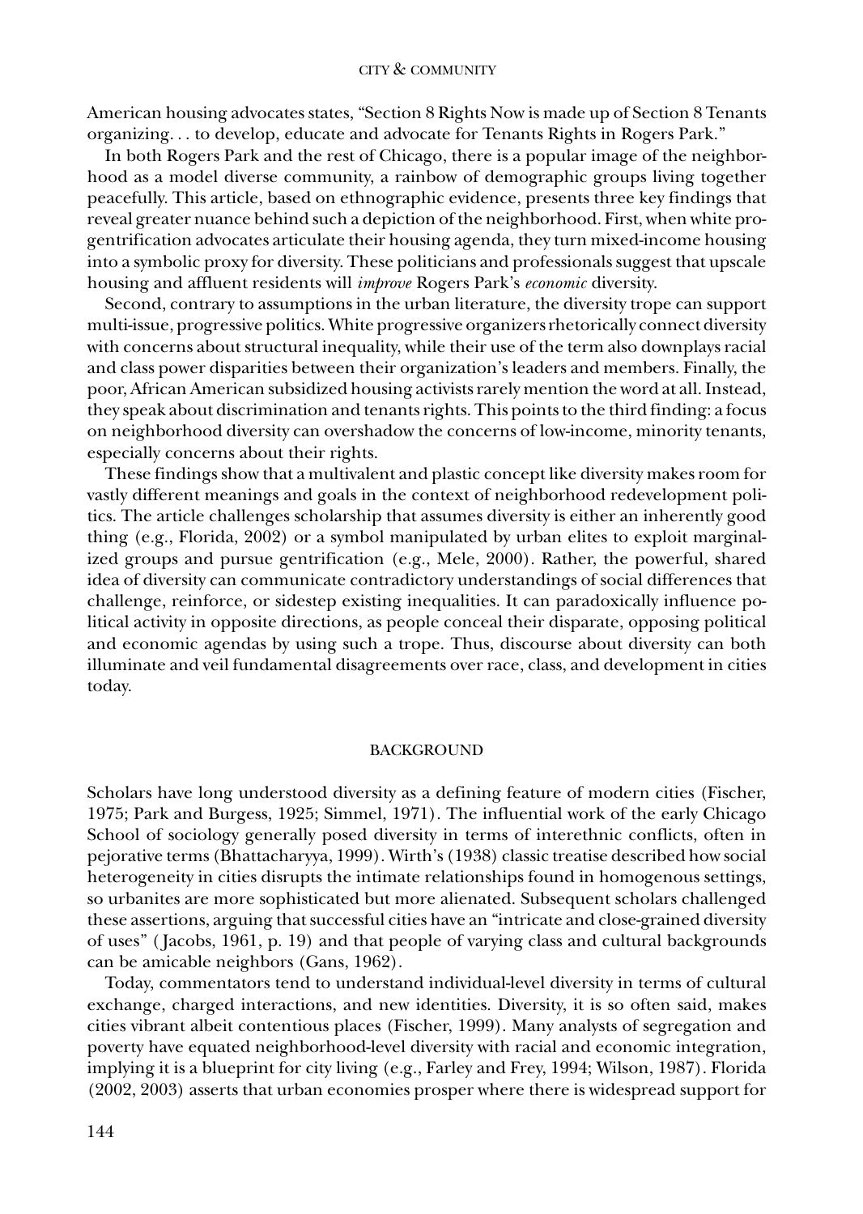American housing advocates states, "Section 8 Rights Now is made up of Section 8 Tenants organizing. . . to develop, educate and advocate for Tenants Rights in Rogers Park."

In both Rogers Park and the rest of Chicago, there is a popular image of the neighborhood as a model diverse community, a rainbow of demographic groups living together peacefully. This article, based on ethnographic evidence, presents three key findings that reveal greater nuance behind such a depiction of the neighborhood. First, when white pro-gentrification advocates articulate their housing agenda, they turn mixed-income housing into a symbolic proxy for diversity. These politicians and professionals suggest that upscale housing and affluent residents will *improve* Rogers Park's *economic* diversity.

Second, contrary to assumptions in the urban literature, the diversity trope can support multi-issue, progressive politics. White progressive organizers rhetorically connect diversity with concerns about structural inequality, while their use of the term also downplays racial and class power disparities between their organization's leaders and members. Finally, the poor, African American subsidized housing activists rarely mention the word at all. Instead, they speak about discrimination and tenants rights. This points to the third finding: a focus on neighborhood diversity can overshadow the concerns of low-income, minority tenants, especially concerns about their rights.

These findings show that a multivalent and plastic concept like diversity makes room for vastly different meanings and goals in the context of neighborhood redevelopment politics. The article challenges scholarship that assumes diversity is either an inherently good thing (e.g., Florida, 2002) or a symbol manipulated by urban elites to exploit marginalized groups and pursue gentrification (e.g., Mele, 2000). Rather, the powerful, shared idea of diversity can communicate contradictory understandings of social differences that challenge, reinforce, or sidestep existing inequalities. It can paradoxically influence political activity in opposite directions, as people conceal their disparate, opposing political and economic agendas by using such a trope. Thus, discourse about diversity can both illuminate and veil fundamental disagreements over race, class, and development in cities today.

## BACKGROUND

Scholars have long understood diversity as a defining feature of modern cities (Fischer, 1975; Park and Burgess, 1925; Simmel, 1971). The influential work of the early Chicago School of sociology generally posed diversity in terms of interethnic conflicts, often in pejorative terms (Bhattacharyya, 1999). Wirth's (1938) classic treatise described how social heterogeneity in cities disrupts the intimate relationships found in homogenous settings, so urbanites are more sophisticated but more alienated. Subsequent scholars challenged these assertions, arguing that successful cities have an "intricate and close-grained diversity of uses" (Jacobs, 1961, p. 19) and that people of varying class and cultural backgrounds can be amicable neighbors (Gans, 1962).

Today, commentators tend to understand individual-level diversity in terms of cultural exchange, charged interactions, and new identities. Diversity, it is so often said, makes cities vibrant albeit contentious places (Fischer, 1999). Many analysts of segregation and poverty have equated neighborhood-level diversity with racial and economic integration, implying it is a blueprint for city living (e.g., Farley and Frey, 1994; Wilson, 1987). Florida (2002, 2003) asserts that urban economies prosper where there is widespread support for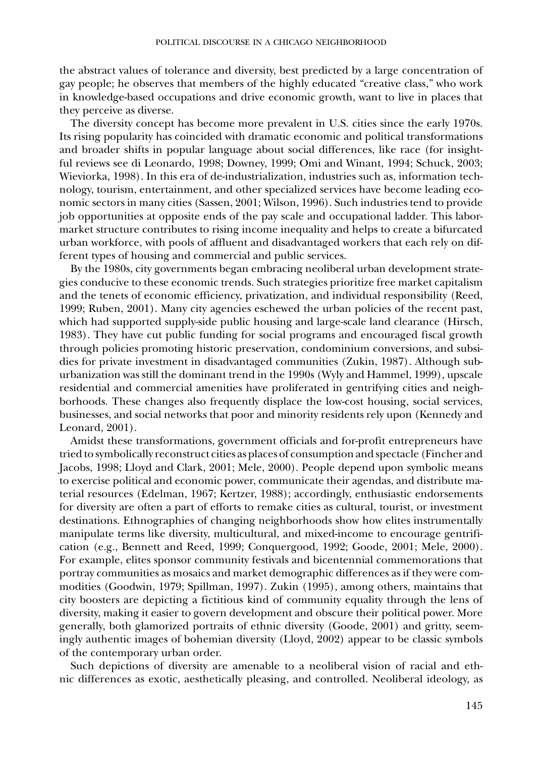the abstract values of tolerance and diversity, best predicted by a large concentration of gay people; he observes that members of the highly educated "creative class," who work in knowledge-based occupations and drive economic growth, want to live in places that they perceive as diverse.

The diversity concept has become more prevalent in U.S. cities since the early 1970s. Its rising popularity has coincided with dramatic economic and political transformations and broader shifts in popular language about social differences, like race (for insightful reviews see di Leonardo, 1998; Downey, 1999; Omi and Winant, 1994; Schuck, 2003; Wieviorka, 1998). In this era of de-industrialization, industries such as, information technology, tourism, entertainment, and other specialized services have become leading economic sectors in many cities (Sassen, 2001; Wilson, 1996). Such industries tend to provide job opportunities at opposite ends of the pay scale and occupational ladder. This labor-market structure contributes to rising income inequality and helps to create a bifurcated urban workforce, with pools of affluent and disadvantaged workers that each rely on different types of housing and commercial and public services.

By the 1980s, city governments began embracing neoliberal urban development strategies conducive to these economic trends. Such strategies prioritize free market capitalism and the tenets of economic efficiency, privatization, and individual responsibility (Reed, 1999; Ruben, 2001). Many city agencies eschewed the urban policies of the recent past, which had supported supply-side public housing and large-scale land clearance (Hirsch, 1983). They have cut public funding for social programs and encouraged fiscal growth through policies promoting historic preservation, condominium conversions, and subsidies for private investment in disadvantaged communities (Zukin, 1987). Although suburbanization was still the dominant trend in the 1990s (Wyly and Hammel, 1999), upscale residential and commercial amenities have proliferated in gentrifying cities and neighborhoods. These changes also frequently displace the low-cost housing, social services, businesses, and social networks that poor and minority residents rely upon (Kennedy and Leonard, 2001).

Amidst these transformations, government officials and for-profit entrepreneurs have tried to symbolically reconstruct cities as places of consumption and spectacle (Fincher and Jacobs, 1998; Lloyd and Clark, 2001; Mele, 2000). People depend upon symbolic means to exercise political and economic power, communicate their agendas, and distribute material resources (Edelman, 1967; Kertzer, 1988); accordingly, enthusiastic endorsements for diversity are often a part of efforts to remake cities as cultural, tourist, or investment destinations. Ethnographies of changing neighborhoods show how elites instrumentally manipulate terms like diversity, multicultural, and mixed-income to encourage gentrification (e.g., Bennett and Reed, 1999; Conquergood, 1992; Goode, 2001; Mele, 2000). For example, elites sponsor community festivals and bicentennial commemorations that portray communities as mosaics and market demographic differences as if they were commodities (Goodwin, 1979; Spillman, 1997). Zukin (1995), among others, maintains that city boosters are depicting a fictitious kind of community equality through the lens of diversity, making it easier to govern development and obscure their political power. More generally, both glamorized portraits of ethnic diversity (Goode, 2001) and gritty, seemingly authentic images of bohemian diversity (Lloyd, 2002) appear to be classic symbols of the contemporary urban order.

Such depictions of diversity are amenable to a neoliberal vision of racial and ethnic differences as exotic, aesthetically pleasing, and controlled. Neoliberal ideology, as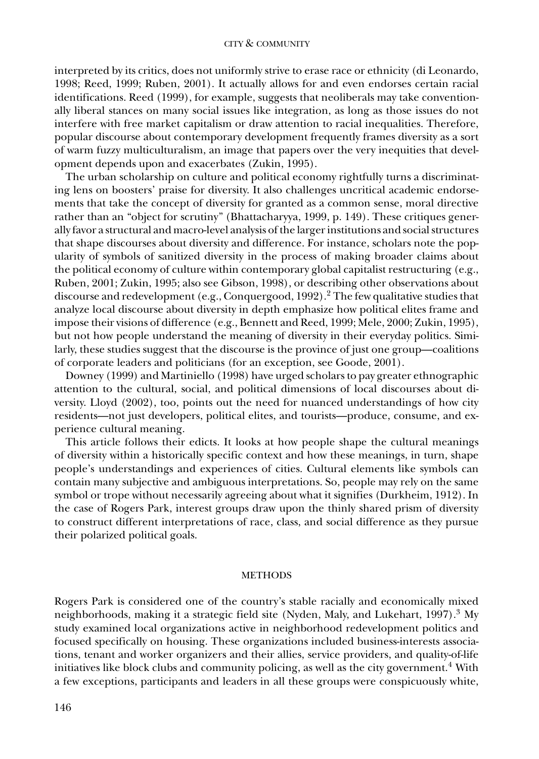interpreted by its critics, does not uniformly strive to erase race or ethnicity (di Leonardo, 1998; Reed, 1999; Ruben, 2001). It actually allows for and even endorses certain racial identifications. Reed (1999), for example, suggests that neoliberals may take conventionally liberal stances on many social issues like integration, as long as those issues do not interfere with free market capitalism or draw attention to racial inequalities. Therefore, popular discourse about contemporary development frequently frames diversity as a sort of warm fuzzy multiculturalism, an image that papers over the very inequities that development depends upon and exacerbates (Zukin, 1995).

The urban scholarship on culture and political economy rightfully turns a discriminating lens on boosters' praise for diversity. It also challenges uncritical academic endorsements that take the concept of diversity for granted as a common sense, moral directive rather than an "object for scrutiny" (Bhattacharyya, 1999, p. 149). These critiques generally favor a structural and macro-level analysis of the larger institutions and social structures that shape discourses about diversity and difference. For instance, scholars note the popularity of symbols of sanitized diversity in the process of making broader claims about the political economy of culture within contemporary global capitalist restructuring (e.g., Ruben, 2001; Zukin, 1995; also see Gibson, 1998), or describing other observations about discourse and redevelopment (e.g., Conquergood, 1992).[2] The few qualitative studies that analyze local discourse about diversity in depth emphasize how political elites frame and impose their visions of difference (e.g., Bennett and Reed, 1999; Mele, 2000; Zukin, 1995), but not how people understand the meaning of diversity in their everyday politics. Similarly, these studies suggest that the discourse is the province of just one group—coalitions of corporate leaders and politicians (for an exception, see Goode, 2001).

Downey (1999) and Martiniello (1998) have urged scholars to pay greater ethnographic attention to the cultural, social, and political dimensions of local discourses about diversity. Lloyd (2002), too, points out the need for nuanced understandings of how city residents—not just developers, political elites, and tourists—produce, consume, and experience cultural meaning.

This article follows their edicts. It looks at how people shape the cultural meanings of diversity within a historically specific context and how these meanings, in turn, shape people's understandings and experiences of cities. Cultural elements like symbols can contain many subjective and ambiguous interpretations. So, people may rely on the same symbol or trope without necessarily agreeing about what it signifies (Durkheim, 1912). In the case of Rogers Park, interest groups draw upon the thinly shared prism of diversity to construct different interpretations of race, class, and social difference as they pursue their polarized political goals.

## METHODS

Rogers Park is considered one of the country's stable racially and economically mixed neighborhoods, making it a strategic field site (Nyden, Maly, and Lukehart, 1997).[3] My study examined local organizations active in neighborhood redevelopment politics and focused specifically on housing. These organizations included business-interests associations, tenant and worker organizers and their allies, service providers, and quality-of-life initiatives like block clubs and community policing, as well as the city government.[4] With a few exceptions, participants and leaders in all these groups were conspicuously white,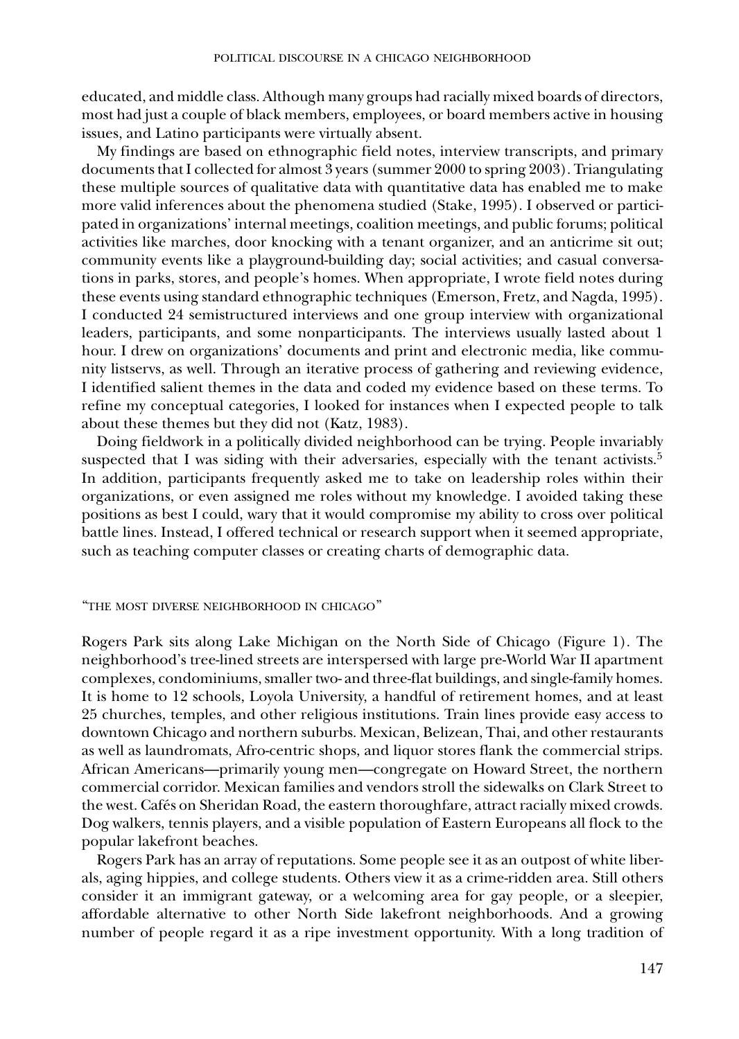educated, and middle class. Although many groups had racially mixed boards of directors, most had just a couple of black members, employees, or board members active in housing issues, and Latino participants were virtually absent.

My findings are based on ethnographic field notes, interview transcripts, and primary documents that I collected for almost 3 years (summer 2000 to spring 2003). Triangulating these multiple sources of qualitative data with quantitative data has enabled me to make more valid inferences about the phenomena studied (Stake, 1995). I observed or participated in organizations' internal meetings, coalition meetings, and public forums; political activities like marches, door knocking with a tenant organizer, and an anticrime sit out; community events like a playground-building day; social activities; and casual conversations in parks, stores, and people's homes. When appropriate, I wrote field notes during these events using standard ethnographic techniques (Emerson, Fretz, and Nagda, 1995). I conducted 24 semistructured interviews and one group interview with organizational leaders, participants, and some nonparticipants. The interviews usually lasted about 1 hour. I drew on organizations' documents and print and electronic media, like community listservs, as well. Through an iterative process of gathering and reviewing evidence, I identified salient themes in the data and coded my evidence based on these terms. To refine my conceptual categories, I looked for instances when I expected people to talk about these themes but they did not (Katz, 1983).

Doing fieldwork in a politically divided neighborhood can be trying. People invariably suspected that I was siding with their adversaries, especially with the tenant activists.[5] In addition, participants frequently asked me to take on leadership roles within their organizations, or even assigned me roles without my knowledge. I avoided taking these positions as best I could, wary that it would compromise my ability to cross over political battle lines. Instead, I offered technical or research support when it seemed appropriate, such as teaching computer classes or creating charts of demographic data.

## "THE MOST DIVERSE NEIGHBORHOOD IN CHICAGO"

Rogers Park sits along Lake Michigan on the North Side of Chicago (Figure 1). The neighborhood's tree-lined streets are interspersed with large pre-World War II apartment complexes, condominiums, smaller two- and three-flat buildings, and single-family homes. It is home to 12 schools, Loyola University, a handful of retirement homes, and at least 25 churches, temples, and other religious institutions. Train lines provide easy access to downtown Chicago and northern suburbs. Mexican, Belizean, Thai, and other restaurants as well as laundromats, Afro-centric shops, and liquor stores flank the commercial strips. African Americans—primarily young men—congregate on Howard Street, the northern commercial corridor. Mexican families and vendors stroll the sidewalks on Clark Street to the west. Cafés on Sheridan Road, the eastern thoroughfare, attract racially mixed crowds. Dog walkers, tennis players, and a visible population of Eastern Europeans all flock to the popular lakefront beaches.

Rogers Park has an array of reputations. Some people see it as an outpost of white liberals, aging hippies, and college students. Others view it as a crime-ridden area. Still others consider it an immigrant gateway, or a welcoming area for gay people, or a sleepier, affordable alternative to other North Side lakefront neighborhoods. And a growing number of people regard it as a ripe investment opportunity. With a long tradition of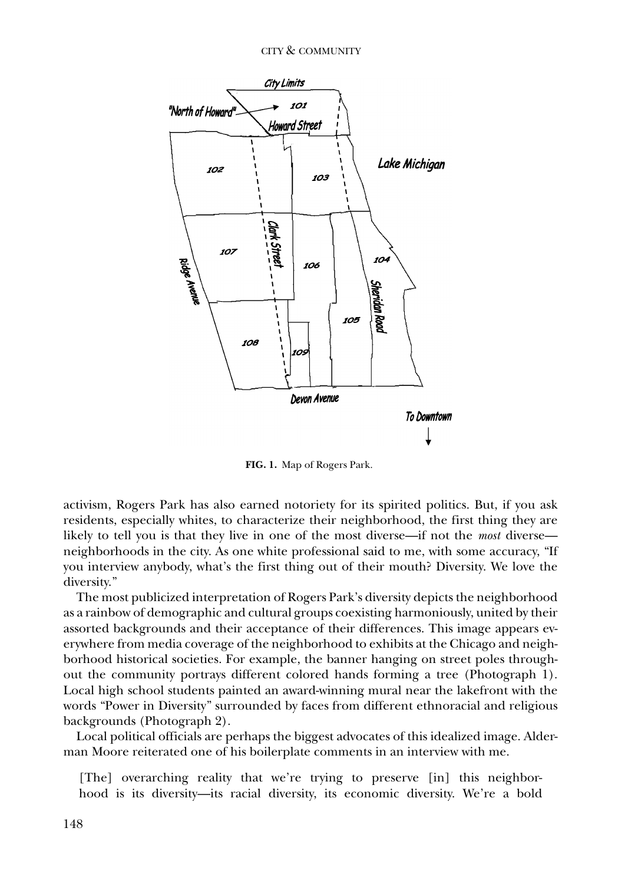FIG. 1. Map of Rogers Park.

activism, Rogers Park has also earned notoriety for its spirited politics. But, if you ask residents, especially whites, to characterize their neighborhood, the first thing they are likely to tell you is that they live in one of the most diverse—if not the *most* diverse—neighborhoods in the city. As one white professional said to me, with some accuracy, "If you interview anybody, what's the first thing out of their mouth? Diversity. We love the diversity."

The most publicized interpretation of Rogers Park's diversity depicts the neighborhood as a rainbow of demographic and cultural groups coexisting harmoniously, united by their assorted backgrounds and their acceptance of their differences. This image appears everywhere from media coverage of the neighborhood to exhibits at the Chicago and neighborhood historical societies. For example, the banner hanging on street poles throughout the community portrays different colored hands forming a tree (Photograph 1). Local high school students painted an award-winning mural near the lakefront with the words "Power in Diversity" surrounded by faces from different ethnoracial and religious backgrounds (Photograph 2).

Local political officials are perhaps the biggest advocates of this idealized image. Alderman Moore reiterated one of his boilerplate comments in an interview with me.

> [The] overarching reality that we're trying to preserve [in] this neighborhood is its diversity—its racial diversity, its economic diversity. We're a bold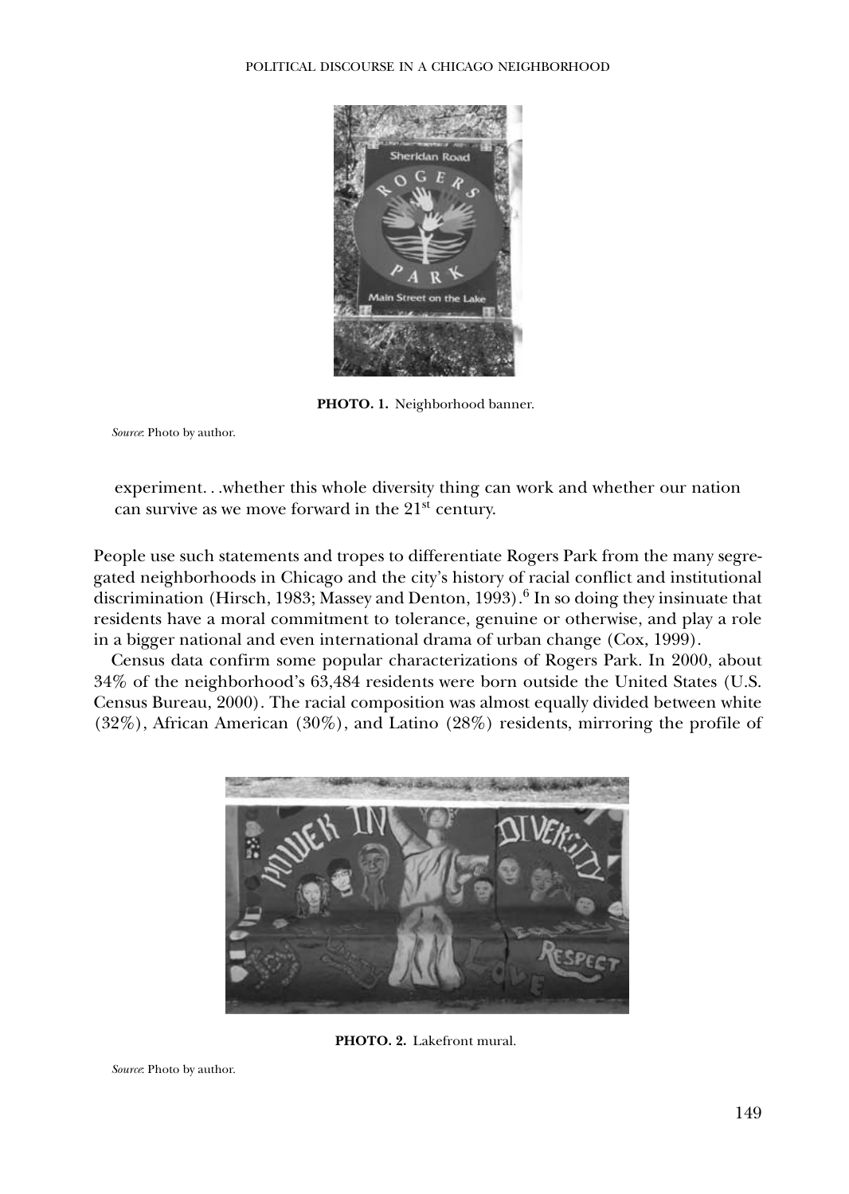**PHOTO. 1.** Neighborhood banner.

*Source*: Photo by author.

> experiment. . .whether this whole diversity thing can work and whether our nation can survive as we move forward in the 21st century.

People use such statements and tropes to differentiate Rogers Park from the many segregated neighborhoods in Chicago and the city's history of racial conflict and institutional discrimination (Hirsch, 1983; Massey and Denton, 1993).[6] In so doing they insinuate that residents have a moral commitment to tolerance, genuine or otherwise, and play a role in a bigger national and even international drama of urban change (Cox, 1999).

Census data confirm some popular characterizations of Rogers Park. In 2000, about 34% of the neighborhood's 63,484 residents were born outside the United States (U.S. Census Bureau, 2000). The racial composition was almost equally divided between white (32%), African American (30%), and Latino (28%) residents, mirroring the profile of

**PHOTO. 2.** Lakefront mural.

*Source*: Photo by author.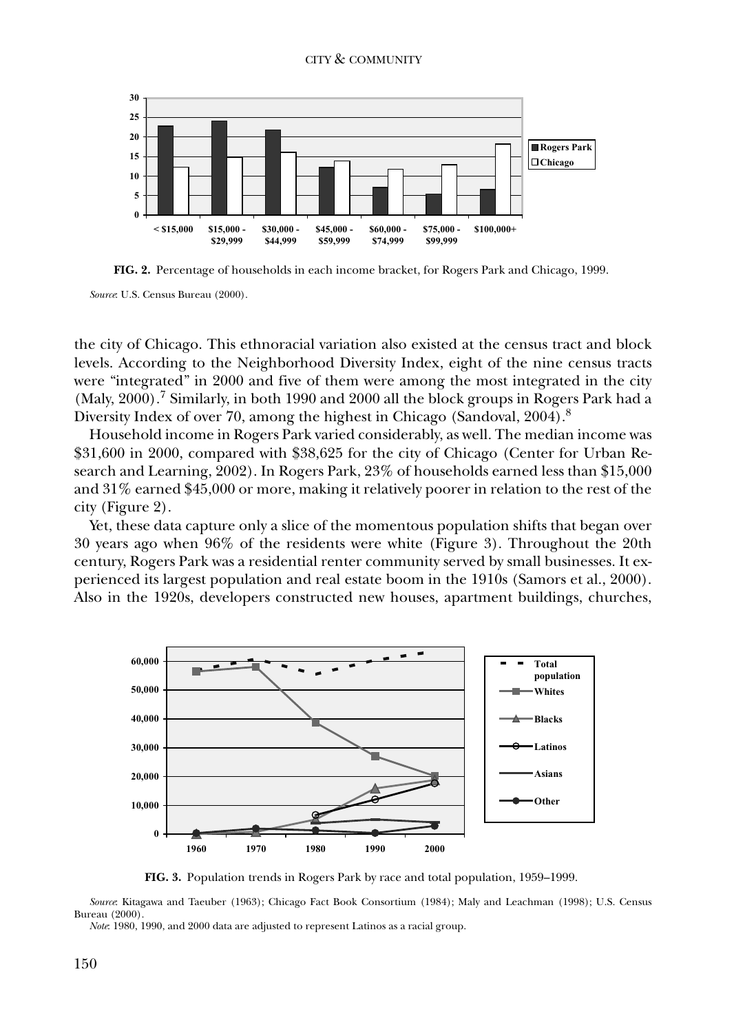**FIG. 2.** Percentage of households in each income bracket, for Rogers Park and Chicago, 1999.

*Source*: U.S. Census Bureau (2000).

the city of Chicago. This ethnoracial variation also existed at the census tract and block levels. According to the Neighborhood Diversity Index, eight of the nine census tracts were "integrated" in 2000 and five of them were among the most integrated in the city (Maly, 2000).[7] Similarly, in both 1990 and 2000 all the block groups in Rogers Park had a Diversity Index of over 70, among the highest in Chicago (Sandoval, 2004).[8]

Household income in Rogers Park varied considerably, as well. The median income was $31,600 in 2000, compared with $38,625 for the city of Chicago (Center for Urban Research and Learning, 2002). In Rogers Park, 23% of households earned less than $15,000 and 31% earned $45,000 or more, making it relatively poorer in relation to the rest of the city (Figure 2).

Yet, these data capture only a slice of the momentous population shifts that began over 30 years ago when 96% of the residents were white (Figure 3). Throughout the 20th century, Rogers Park was a residential renter community served by small businesses. It experienced its largest population and real estate boom in the 1910s (Samors et al., 2000). Also in the 1920s, developers constructed new houses, apartment buildings, churches,

**FIG. 3.** Population trends in Rogers Park by race and total population, 1959–1999.

*Source*: Kitagawa and Taeuber (1963); Chicago Fact Book Consortium (1984); Maly and Leachman (1998); U.S. Census Bureau (2000).

*Note*: 1980, 1990, and 2000 data are adjusted to represent Latinos as a racial group.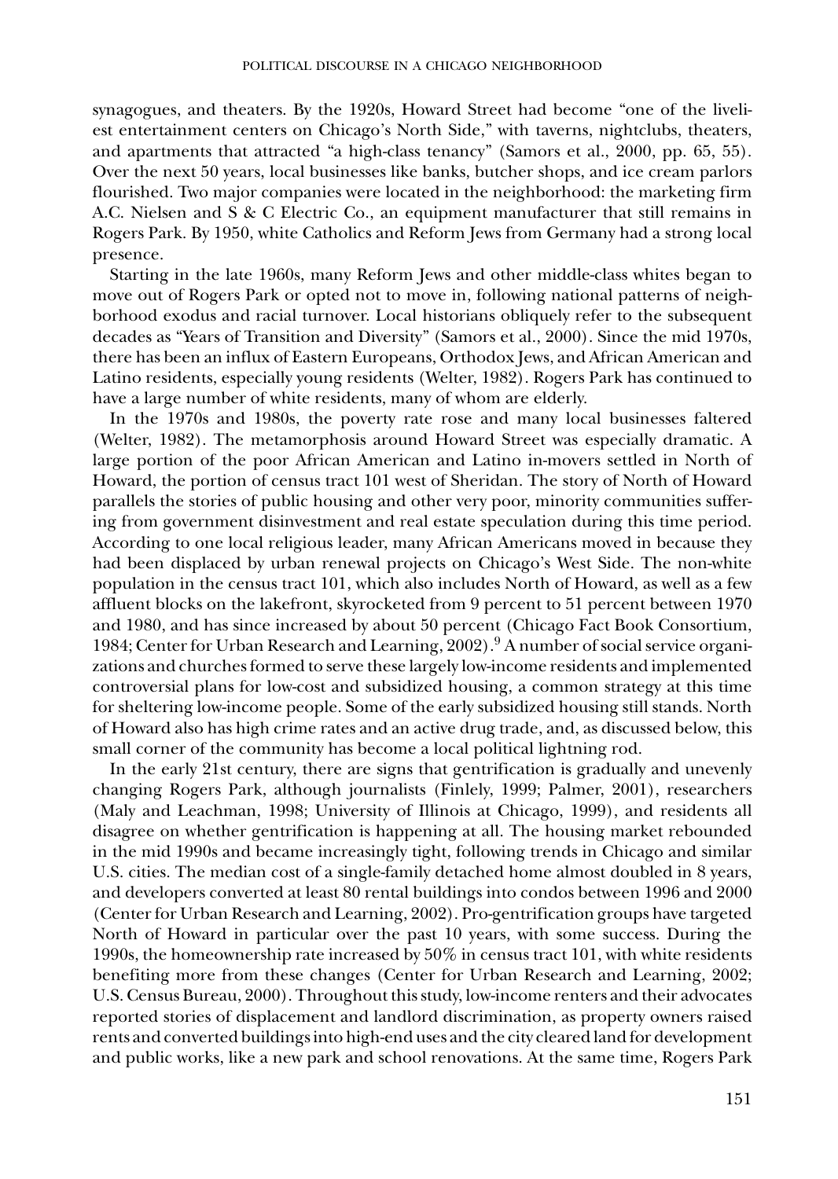synagogues, and theaters. By the 1920s, Howard Street had become "one of the liveliest entertainment centers on Chicago's North Side," with taverns, nightclubs, theaters, and apartments that attracted "a high-class tenancy" (Samors et al., 2000, pp. 65, 55). Over the next 50 years, local businesses like banks, butcher shops, and ice cream parlors flourished. Two major companies were located in the neighborhood: the marketing firm A.C. Nielsen and S & C Electric Co., an equipment manufacturer that still remains in Rogers Park. By 1950, white Catholics and Reform Jews from Germany had a strong local presence.

Starting in the late 1960s, many Reform Jews and other middle-class whites began to move out of Rogers Park or opted not to move in, following national patterns of neighborhood exodus and racial turnover. Local historians obliquely refer to the subsequent decades as "Years of Transition and Diversity" (Samors et al., 2000). Since the mid 1970s, there has been an influx of Eastern Europeans, Orthodox Jews, and African American and Latino residents, especially young residents (Welter, 1982). Rogers Park has continued to have a large number of white residents, many of whom are elderly.

In the 1970s and 1980s, the poverty rate rose and many local businesses faltered (Welter, 1982). The metamorphosis around Howard Street was especially dramatic. A large portion of the poor African American and Latino in-movers settled in North of Howard, the portion of census tract 101 west of Sheridan. The story of North of Howard parallels the stories of public housing and other very poor, minority communities suffering from government disinvestment and real estate speculation during this time period. According to one local religious leader, many African Americans moved in because they had been displaced by urban renewal projects on Chicago's West Side. The non-white population in the census tract 101, which also includes North of Howard, as well as a few affluent blocks on the lakefront, skyrocketed from 9 percent to 51 percent between 1970 and 1980, and has since increased by about 50 percent (Chicago Fact Book Consortium, 1984; Center for Urban Research and Learning, 2002).[9] A number of social service organizations and churches formed to serve these largely low-income residents and implemented controversial plans for low-cost and subsidized housing, a common strategy at this time for sheltering low-income people. Some of the early subsidized housing still stands. North of Howard also has high crime rates and an active drug trade, and, as discussed below, this small corner of the community has become a local political lightning rod.

In the early 21st century, there are signs that gentrification is gradually and unevenly changing Rogers Park, although journalists (Finlely, 1999; Palmer, 2001), researchers (Maly and Leachman, 1998; University of Illinois at Chicago, 1999), and residents all disagree on whether gentrification is happening at all. The housing market rebounded in the mid 1990s and became increasingly tight, following trends in Chicago and similar U.S. cities. The median cost of a single-family detached home almost doubled in 8 years, and developers converted at least 80 rental buildings into condos between 1996 and 2000 (Center for Urban Research and Learning, 2002). Pro-gentrification groups have targeted North of Howard in particular over the past 10 years, with some success. During the 1990s, the homeownership rate increased by 50% in census tract 101, with white residents benefiting more from these changes (Center for Urban Research and Learning, 2002; U.S. Census Bureau, 2000). Throughout this study, low-income renters and their advocates reported stories of displacement and landlord discrimination, as property owners raised rents and converted buildings into high-end uses and the city cleared land for development and public works, like a new park and school renovations. At the same time, Rogers Park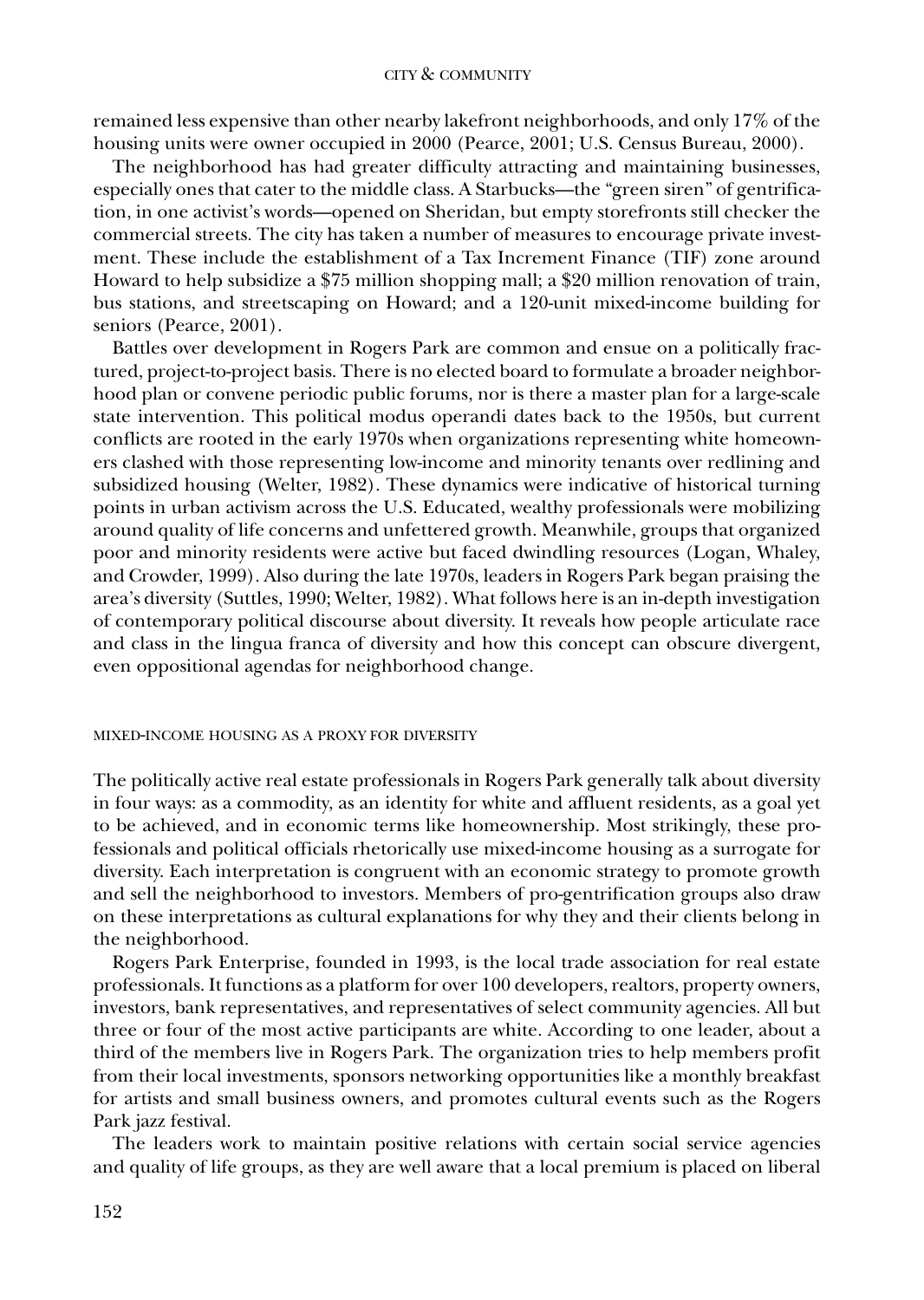remained less expensive than other nearby lakefront neighborhoods, and only 17% of the housing units were owner occupied in 2000 (Pearce, 2001; U.S. Census Bureau, 2000).

The neighborhood has had greater difficulty attracting and maintaining businesses, especially ones that cater to the middle class. A Starbucks—the "green siren" of gentrification, in one activist's words—opened on Sheridan, but empty storefronts still checker the commercial streets. The city has taken a number of measures to encourage private investment. These include the establishment of a Tax Increment Finance (TIF) zone around Howard to help subsidize a $75 million shopping mall; a $20 million renovation of train, bus stations, and streetscaping on Howard; and a 120-unit mixed-income building for seniors (Pearce, 2001).

Battles over development in Rogers Park are common and ensue on a politically fractured, project-to-project basis. There is no elected board to formulate a broader neighborhood plan or convene periodic public forums, nor is there a master plan for a large-scale state intervention. This political modus operandi dates back to the 1950s, but current conflicts are rooted in the early 1970s when organizations representing white homeowners clashed with those representing low-income and minority tenants over redlining and subsidized housing (Welter, 1982). These dynamics were indicative of historical turning points in urban activism across the U.S. Educated, wealthy professionals were mobilizing around quality of life concerns and unfettered growth. Meanwhile, groups that organized poor and minority residents were active but faced dwindling resources (Logan, Whaley, and Crowder, 1999). Also during the late 1970s, leaders in Rogers Park began praising the area's diversity (Suttles, 1990; Welter, 1982). What follows here is an in-depth investigation of contemporary political discourse about diversity. It reveals how people articulate race and class in the lingua franca of diversity and how this concept can obscure divergent, even oppositional agendas for neighborhood change.

## MIXED-INCOME HOUSING AS A PROXY FOR DIVERSITY

The politically active real estate professionals in Rogers Park generally talk about diversity in four ways: as a commodity, as an identity for white and affluent residents, as a goal yet to be achieved, and in economic terms like homeownership. Most strikingly, these professionals and political officials rhetorically use mixed-income housing as a surrogate for diversity. Each interpretation is congruent with an economic strategy to promote growth and sell the neighborhood to investors. Members of pro-gentrification groups also draw on these interpretations as cultural explanations for why they and their clients belong in the neighborhood.

Rogers Park Enterprise, founded in 1993, is the local trade association for real estate professionals. It functions as a platform for over 100 developers, realtors, property owners, investors, bank representatives, and representatives of select community agencies. All but three or four of the most active participants are white. According to one leader, about a third of the members live in Rogers Park. The organization tries to help members profit from their local investments, sponsors networking opportunities like a monthly breakfast for artists and small business owners, and promotes cultural events such as the Rogers Park jazz festival.

The leaders work to maintain positive relations with certain social service agencies and quality of life groups, as they are well aware that a local premium is placed on liberal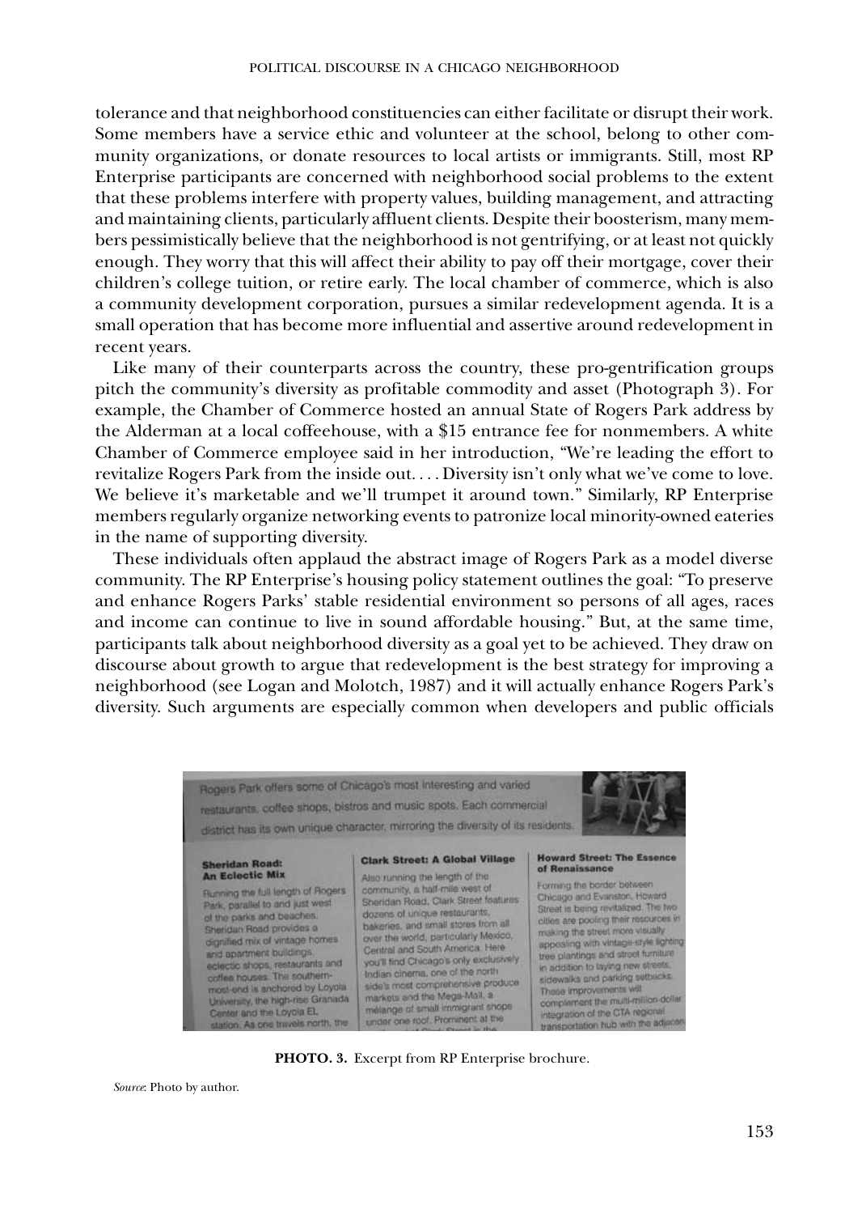tolerance and that neighborhood constituencies can either facilitate or disrupt their work. Some members have a service ethic and volunteer at the school, belong to other community organizations, or donate resources to local artists or immigrants. Still, most RP Enterprise participants are concerned with neighborhood social problems to the extent that these problems interfere with property values, building management, and attracting and maintaining clients, particularly affluent clients. Despite their boosterism, many members pessimistically believe that the neighborhood is not gentrifying, or at least not quickly enough. They worry that this will affect their ability to pay off their mortgage, cover their children's college tuition, or retire early. The local chamber of commerce, which is also a community development corporation, pursues a similar redevelopment agenda. It is a small operation that has become more influential and assertive around redevelopment in recent years.

Like many of their counterparts across the country, these pro-gentrification groups pitch the community's diversity as profitable commodity and asset (Photograph 3). For example, the Chamber of Commerce hosted an annual State of Rogers Park address by the Alderman at a local coffeehouse, with a $15 entrance fee for nonmembers. A white Chamber of Commerce employee said in her introduction, "We're leading the effort to revitalize Rogers Park from the inside out. . . . Diversity isn't only what we've come to love. We believe it's marketable and we'll trumpet it around town." Similarly, RP Enterprise members regularly organize networking events to patronize local minority-owned eateries in the name of supporting diversity.

These individuals often applaud the abstract image of Rogers Park as a model diverse community. The RP Enterprise's housing policy statement outlines the goal: "To preserve and enhance Rogers Parks' stable residential environment so persons of all ages, races and income can continue to live in sound affordable housing." But, at the same time, participants talk about neighborhood diversity as a goal yet to be achieved. They draw on discourse about growth to argue that redevelopment is the best strategy for improving a neighborhood (see Logan and Molotch, 1987) and it will actually enhance Rogers Park's diversity. Such arguments are especially common when developers and public officials

**PHOTO. 3.** Excerpt from RP Enterprise brochure.

*Source*: Photo by author.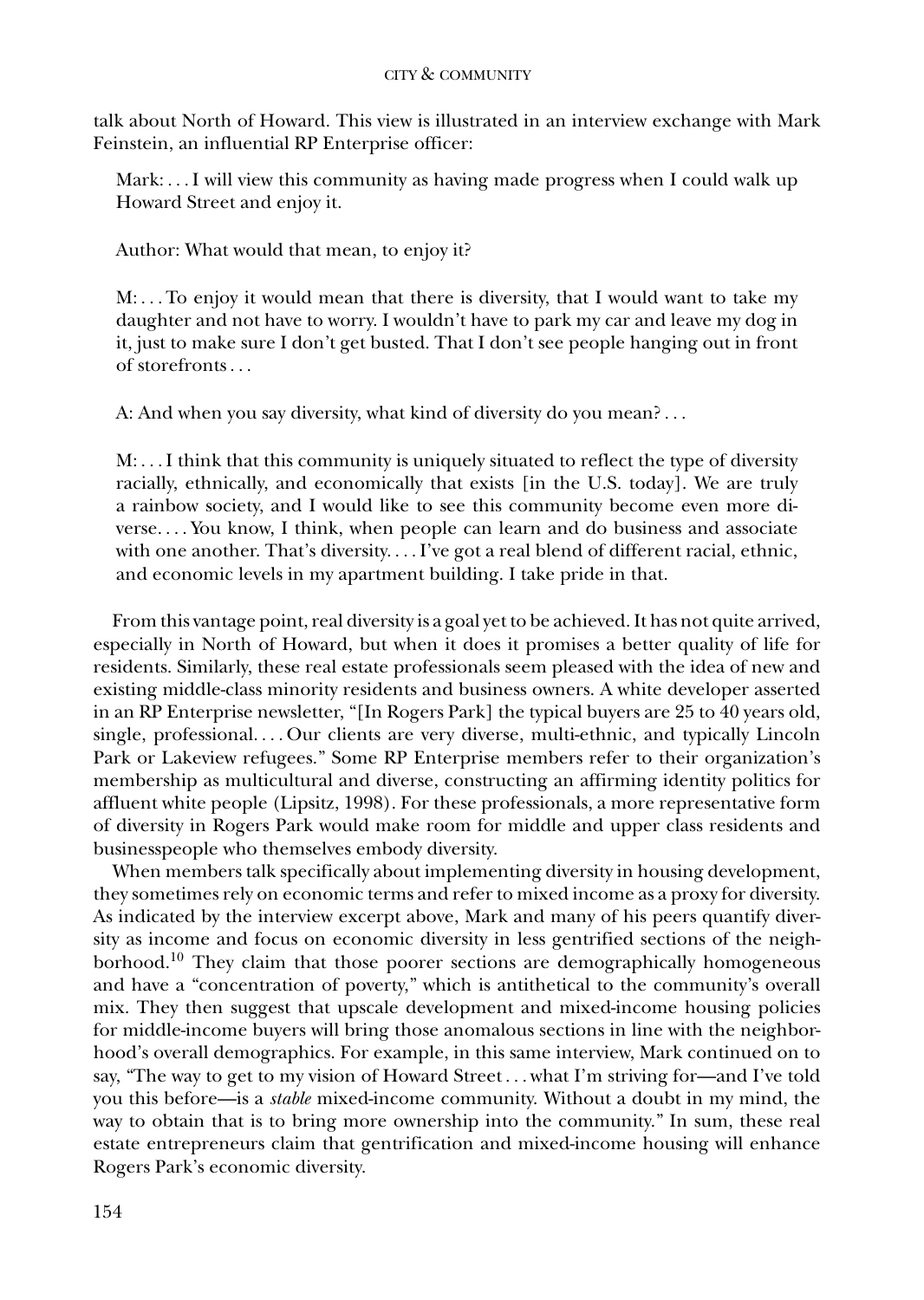talk about North of Howard. This view is illustrated in an interview exchange with Mark Feinstein, an influential RP Enterprise officer:

> Mark: . . . I will view this community as having made progress when I could walk up Howard Street and enjoy it.
>
> Author: What would that mean, to enjoy it?
>
> M: . . . To enjoy it would mean that there is diversity, that I would want to take my daughter and not have to worry. I wouldn't have to park my car and leave my dog in it, just to make sure I don't get busted. That I don't see people hanging out in front of storefronts . . .
>
> A: And when you say diversity, what kind of diversity do you mean? . . .
>
> M: . . . I think that this community is uniquely situated to reflect the type of diversity racially, ethnically, and economically that exists [in the U.S. today]. We are truly a rainbow society, and I would like to see this community become even more diverse. . . . You know, I think, when people can learn and do business and associate with one another. That's diversity. . . . I've got a real blend of different racial, ethnic, and economic levels in my apartment building. I take pride in that.

From this vantage point, real diversity is a goal yet to be achieved. It has not quite arrived, especially in North of Howard, but when it does it promises a better quality of life for residents. Similarly, these real estate professionals seem pleased with the idea of new and existing middle-class minority residents and business owners. A white developer asserted in an RP Enterprise newsletter, "[In Rogers Park] the typical buyers are 25 to 40 years old, single, professional. . . . Our clients are very diverse, multi-ethnic, and typically Lincoln Park or Lakeview refugees." Some RP Enterprise members refer to their organization's membership as multicultural and diverse, constructing an affirming identity politics for affluent white people (Lipsitz, 1998). For these professionals, a more representative form of diversity in Rogers Park would make room for middle and upper class residents and businesspeople who themselves embody diversity.

When members talk specifically about implementing diversity in housing development, they sometimes rely on economic terms and refer to mixed income as a proxy for diversity. As indicated by the interview excerpt above, Mark and many of his peers quantify diversity as income and focus on economic diversity in less gentrified sections of the neighborhood.[10] They claim that those poorer sections are demographically homogeneous and have a "concentration of poverty," which is antithetical to the community's overall mix. They then suggest that upscale development and mixed-income housing policies for middle-income buyers will bring those anomalous sections in line with the neighborhood's overall demographics. For example, in this same interview, Mark continued on to say, "The way to get to my vision of Howard Street . . . what I'm striving for—and I've told you this before—is a *stable* mixed-income community. Without a doubt in my mind, the way to obtain that is to bring more ownership into the community." In sum, these real estate entrepreneurs claim that gentrification and mixed-income housing will enhance Rogers Park's economic diversity.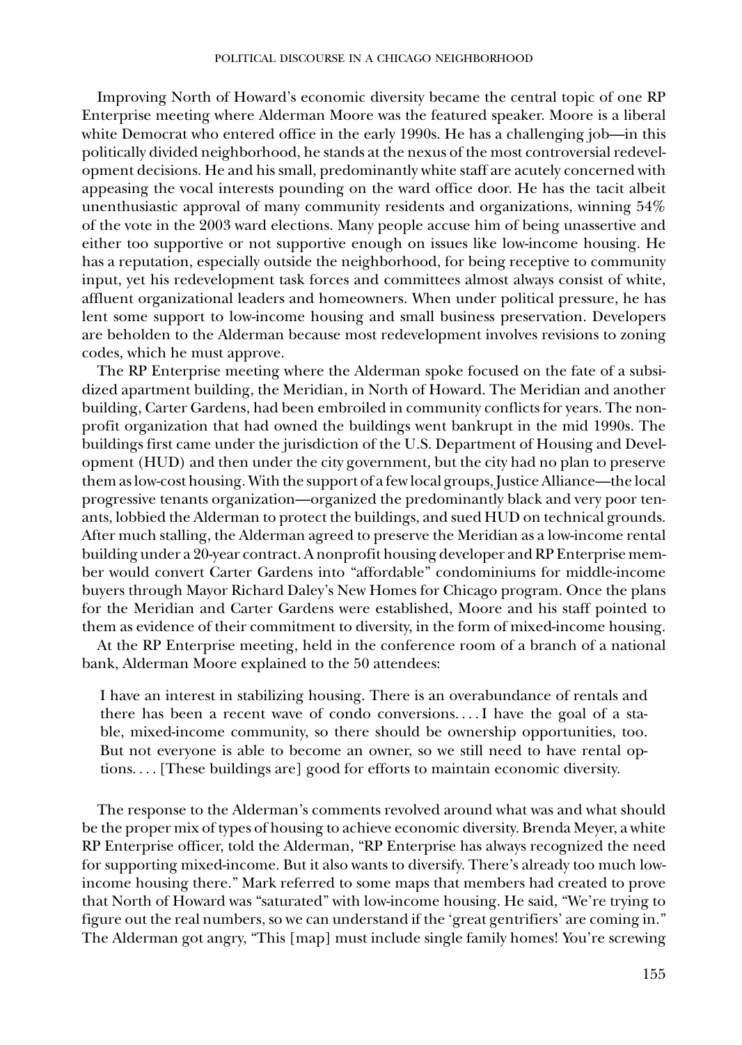Improving North of Howard's economic diversity became the central topic of one RP Enterprise meeting where Alderman Moore was the featured speaker. Moore is a liberal white Democrat who entered office in the early 1990s. He has a challenging job—in this politically divided neighborhood, he stands at the nexus of the most controversial redevelopment decisions. He and his small, predominantly white staff are acutely concerned with appeasing the vocal interests pounding on the ward office door. He has the tacit albeit unenthusiastic approval of many community residents and organizations, winning 54% of the vote in the 2003 ward elections. Many people accuse him of being unassertive and either too supportive or not supportive enough on issues like low-income housing. He has a reputation, especially outside the neighborhood, for being receptive to community input, yet his redevelopment task forces and committees almost always consist of white, affluent organizational leaders and homeowners. When under political pressure, he has lent some support to low-income housing and small business preservation. Developers are beholden to the Alderman because most redevelopment involves revisions to zoning codes, which he must approve.

The RP Enterprise meeting where the Alderman spoke focused on the fate of a subsidized apartment building, the Meridian, in North of Howard. The Meridian and another building, Carter Gardens, had been embroiled in community conflicts for years. The nonprofit organization that had owned the buildings went bankrupt in the mid 1990s. The buildings first came under the jurisdiction of the U.S. Department of Housing and Development (HUD) and then under the city government, but the city had no plan to preserve them as low-cost housing. With the support of a few local groups, Justice Alliance—the local progressive tenants organization—organized the predominantly black and very poor tenants, lobbied the Alderman to protect the buildings, and sued HUD on technical grounds. After much stalling, the Alderman agreed to preserve the Meridian as a low-income rental building under a 20-year contract. A nonprofit housing developer and RP Enterprise member would convert Carter Gardens into "affordable" condominiums for middle-income buyers through Mayor Richard Daley's New Homes for Chicago program. Once the plans for the Meridian and Carter Gardens were established, Moore and his staff pointed to them as evidence of their commitment to diversity, in the form of mixed-income housing.

At the RP Enterprise meeting, held in the conference room of a branch of a national bank, Alderman Moore explained to the 50 attendees:

> I have an interest in stabilizing housing. There is an overabundance of rentals and there has been a recent wave of condo conversions. . . . I have the goal of a stable, mixed-income community, so there should be ownership opportunities, too. But not everyone is able to become an owner, so we still need to have rental options. . . . [These buildings are] good for efforts to maintain economic diversity.

The response to the Alderman's comments revolved around what was and what should be the proper mix of types of housing to achieve economic diversity. Brenda Meyer, a white RP Enterprise officer, told the Alderman, "RP Enterprise has always recognized the need for supporting mixed-income. But it also wants to diversify. There's already too much low-income housing there." Mark referred to some maps that members had created to prove that North of Howard was "saturated" with low-income housing. He said, "We're trying to figure out the real numbers, so we can understand if the 'great gentrifiers' are coming in." The Alderman got angry, "This [map] must include single family homes! You're screwing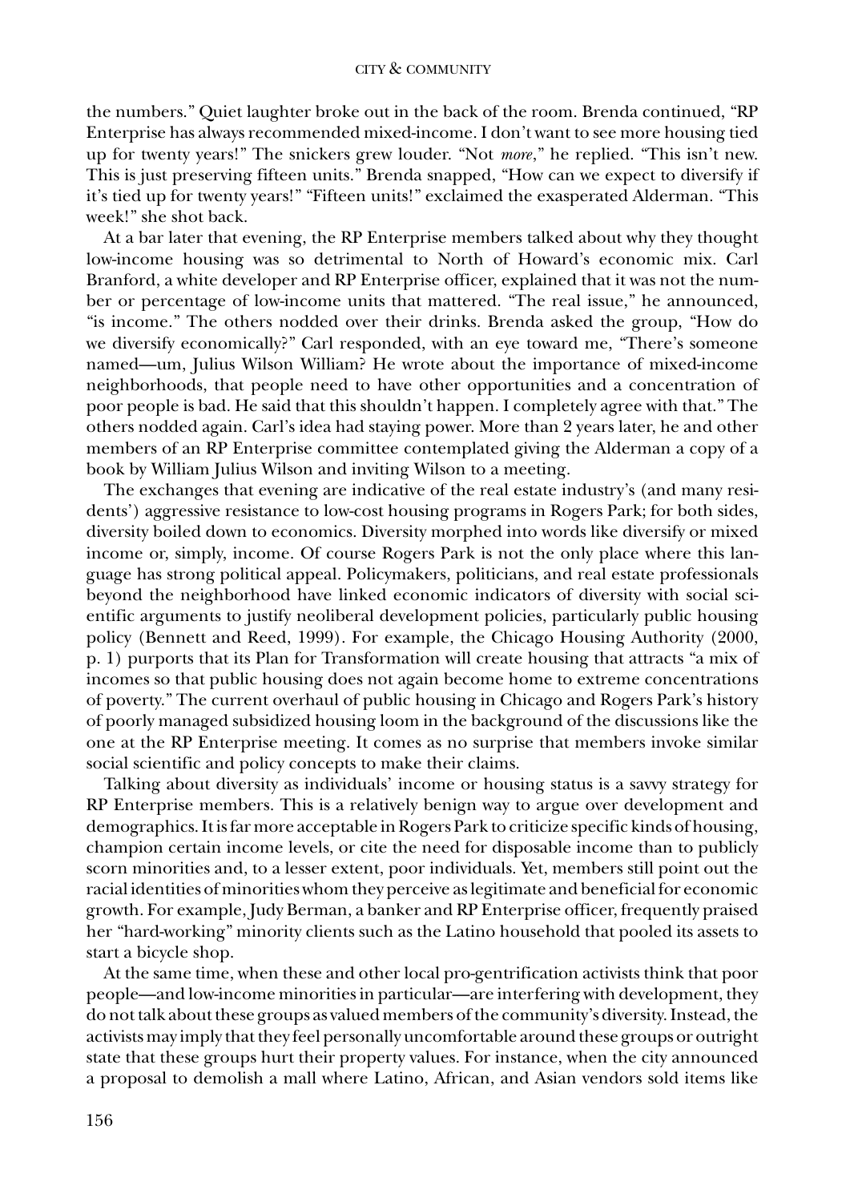the numbers." Quiet laughter broke out in the back of the room. Brenda continued, "RP Enterprise has always recommended mixed-income. I don't want to see more housing tied up for twenty years!" The snickers grew louder. "Not *more*," he replied. "This isn't new. This is just preserving fifteen units." Brenda snapped, "How can we expect to diversify if it's tied up for twenty years!" "Fifteen units!" exclaimed the exasperated Alderman. "This week!" she shot back.

At a bar later that evening, the RP Enterprise members talked about why they thought low-income housing was so detrimental to North of Howard's economic mix. Carl Branford, a white developer and RP Enterprise officer, explained that it was not the number or percentage of low-income units that mattered. "The real issue," he announced, "is income." The others nodded over their drinks. Brenda asked the group, "How do we diversify economically?" Carl responded, with an eye toward me, "There's someone named—um, Julius Wilson William? He wrote about the importance of mixed-income neighborhoods, that people need to have other opportunities and a concentration of poor people is bad. He said that this shouldn't happen. I completely agree with that." The others nodded again. Carl's idea had staying power. More than 2 years later, he and other members of an RP Enterprise committee contemplated giving the Alderman a copy of a book by William Julius Wilson and inviting Wilson to a meeting.

The exchanges that evening are indicative of the real estate industry's (and many residents') aggressive resistance to low-cost housing programs in Rogers Park; for both sides, diversity boiled down to economics. Diversity morphed into words like diversify or mixed income or, simply, income. Of course Rogers Park is not the only place where this language has strong political appeal. Policymakers, politicians, and real estate professionals beyond the neighborhood have linked economic indicators of diversity with social scientific arguments to justify neoliberal development policies, particularly public housing policy (Bennett and Reed, 1999). For example, the Chicago Housing Authority (2000, p. 1) purports that its Plan for Transformation will create housing that attracts "a mix of incomes so that public housing does not again become home to extreme concentrations of poverty." The current overhaul of public housing in Chicago and Rogers Park's history of poorly managed subsidized housing loom in the background of the discussions like the one at the RP Enterprise meeting. It comes as no surprise that members invoke similar social scientific and policy concepts to make their claims.

Talking about diversity as individuals' income or housing status is a savvy strategy for RP Enterprise members. This is a relatively benign way to argue over development and demographics. It is far more acceptable in Rogers Park to criticize specific kinds of housing, champion certain income levels, or cite the need for disposable income than to publicly scorn minorities and, to a lesser extent, poor individuals. Yet, members still point out the racial identities of minorities whom they perceive as legitimate and beneficial for economic growth. For example, Judy Berman, a banker and RP Enterprise officer, frequently praised her "hard-working" minority clients such as the Latino household that pooled its assets to start a bicycle shop.

At the same time, when these and other local pro-gentrification activists think that poor people—and low-income minorities in particular—are interfering with development, they do not talk about these groups as valued members of the community's diversity. Instead, the activists may imply that they feel personally uncomfortable around these groups or outright state that these groups hurt their property values. For instance, when the city announced a proposal to demolish a mall where Latino, African, and Asian vendors sold items like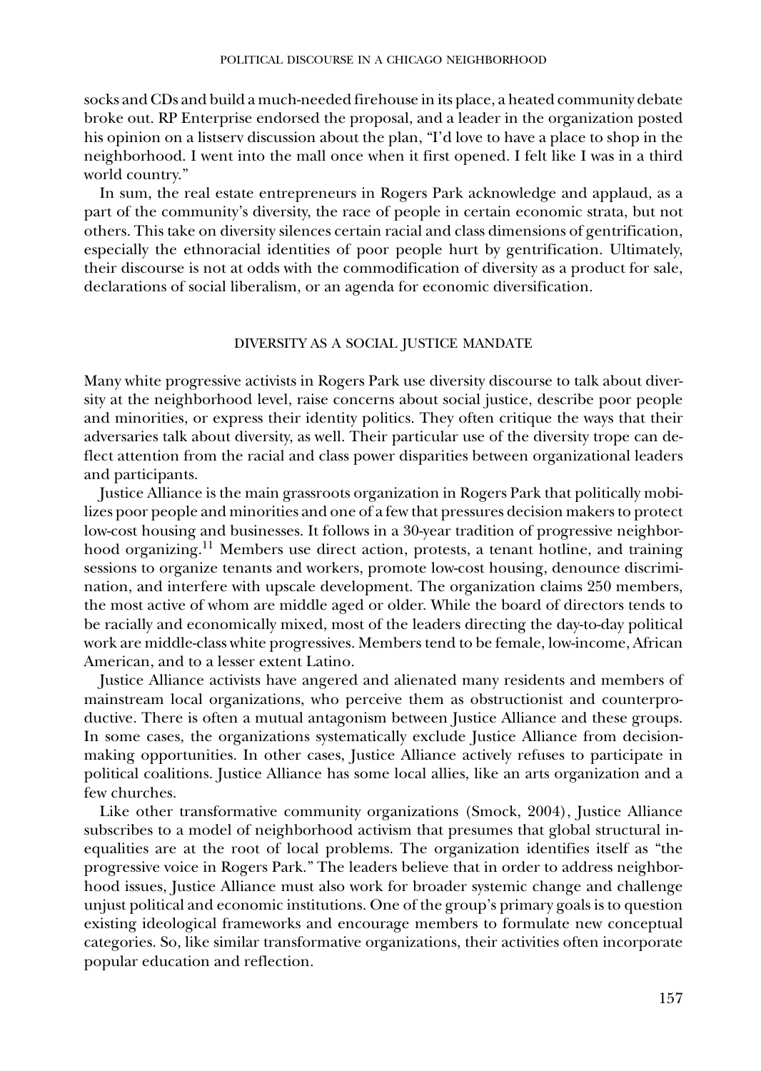socks and CDs and build a much-needed firehouse in its place, a heated community debate broke out. RP Enterprise endorsed the proposal, and a leader in the organization posted his opinion on a listserv discussion about the plan, "I'd love to have a place to shop in the neighborhood. I went into the mall once when it first opened. I felt like I was in a third world country."

In sum, the real estate entrepreneurs in Rogers Park acknowledge and applaud, as a part of the community's diversity, the race of people in certain economic strata, but not others. This take on diversity silences certain racial and class dimensions of gentrification, especially the ethnoracial identities of poor people hurt by gentrification. Ultimately, their discourse is not at odds with the commodification of diversity as a product for sale, declarations of social liberalism, or an agenda for economic diversification.

## DIVERSITY AS A SOCIAL JUSTICE MANDATE

Many white progressive activists in Rogers Park use diversity discourse to talk about diversity at the neighborhood level, raise concerns about social justice, describe poor people and minorities, or express their identity politics. They often critique the ways that their adversaries talk about diversity, as well. Their particular use of the diversity trope can deflect attention from the racial and class power disparities between organizational leaders and participants.

Justice Alliance is the main grassroots organization in Rogers Park that politically mobilizes poor people and minorities and one of a few that pressures decision makers to protect low-cost housing and businesses. It follows in a 30-year tradition of progressive neighborhood organizing.[11] Members use direct action, protests, a tenant hotline, and training sessions to organize tenants and workers, promote low-cost housing, denounce discrimination, and interfere with upscale development. The organization claims 250 members, the most active of whom are middle aged or older. While the board of directors tends to be racially and economically mixed, most of the leaders directing the day-to-day political work are middle-class white progressives. Members tend to be female, low-income, African American, and to a lesser extent Latino.

Justice Alliance activists have angered and alienated many residents and members of mainstream local organizations, who perceive them as obstructionist and counterproductive. There is often a mutual antagonism between Justice Alliance and these groups. In some cases, the organizations systematically exclude Justice Alliance from decision-making opportunities. In other cases, Justice Alliance actively refuses to participate in political coalitions. Justice Alliance has some local allies, like an arts organization and a few churches.

Like other transformative community organizations (Smock, 2004), Justice Alliance subscribes to a model of neighborhood activism that presumes that global structural inequalities are at the root of local problems. The organization identifies itself as "the progressive voice in Rogers Park." The leaders believe that in order to address neighborhood issues, Justice Alliance must also work for broader systemic change and challenge unjust political and economic institutions. One of the group's primary goals is to question existing ideological frameworks and encourage members to formulate new conceptual categories. So, like similar transformative organizations, their activities often incorporate popular education and reflection.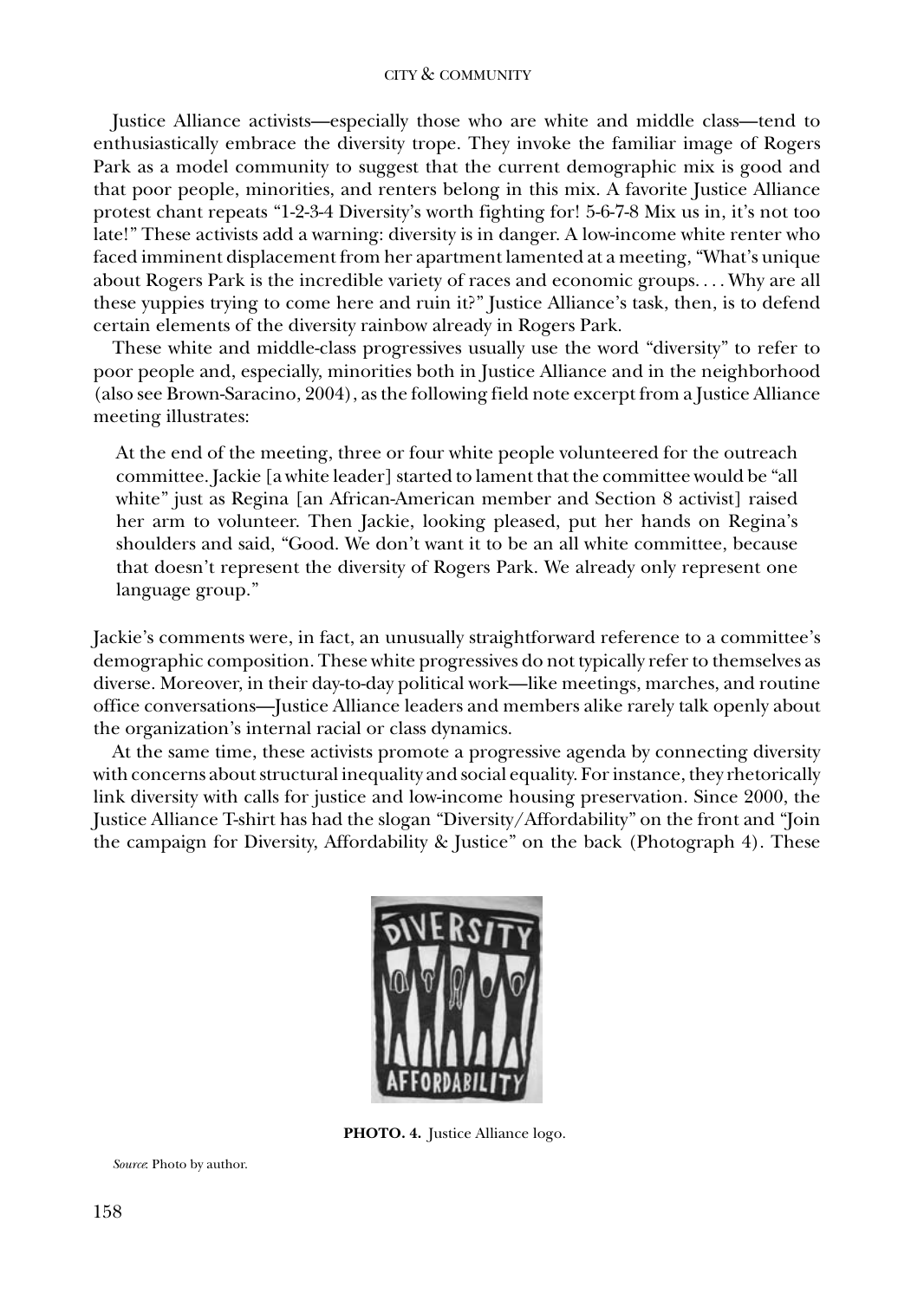Justice Alliance activists—especially those who are white and middle class—tend to enthusiastically embrace the diversity trope. They invoke the familiar image of Rogers Park as a model community to suggest that the current demographic mix is good and that poor people, minorities, and renters belong in this mix. A favorite Justice Alliance protest chant repeats "1-2-3-4 Diversity's worth fighting for! 5-6-7-8 Mix us in, it's not too late!" These activists add a warning: diversity is in danger. A low-income white renter who faced imminent displacement from her apartment lamented at a meeting, "What's unique about Rogers Park is the incredible variety of races and economic groups.... Why are all these yuppies trying to come here and ruin it?" Justice Alliance's task, then, is to defend certain elements of the diversity rainbow already in Rogers Park.

These white and middle-class progressives usually use the word "diversity" to refer to poor people and, especially, minorities both in Justice Alliance and in the neighborhood (also see Brown-Saracino, 2004), as the following field note excerpt from a Justice Alliance meeting illustrates:

> At the end of the meeting, three or four white people volunteered for the outreach committee. Jackie [a white leader] started to lament that the committee would be "all white" just as Regina [an African-American member and Section 8 activist] raised her arm to volunteer. Then Jackie, looking pleased, put her hands on Regina's shoulders and said, "Good. We don't want it to be an all white committee, because that doesn't represent the diversity of Rogers Park. We already only represent one language group."

Jackie's comments were, in fact, an unusually straightforward reference to a committee's demographic composition. These white progressives do not typically refer to themselves as diverse. Moreover, in their day-to-day political work—like meetings, marches, and routine office conversations—Justice Alliance leaders and members alike rarely talk openly about the organization's internal racial or class dynamics.

At the same time, these activists promote a progressive agenda by connecting diversity with concerns about structural inequality and social equality. For instance, they rhetorically link diversity with calls for justice and low-income housing preservation. Since 2000, the Justice Alliance T-shirt has had the slogan "Diversity/Affordability" on the front and "Join the campaign for Diversity, Affordability & Justice" on the back (Photograph 4). These

DIVERSITY

AFFORDABILITY

**PHOTO. 4.** Justice Alliance logo.

*Source*: Photo by author.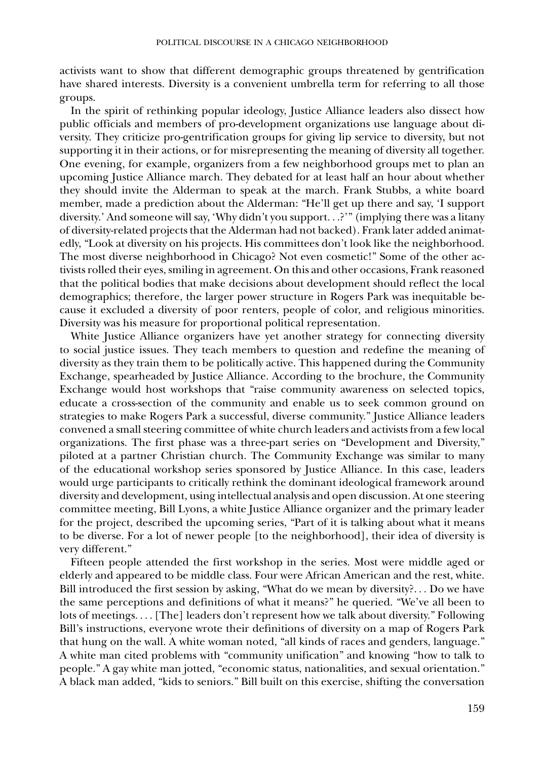activists want to show that different demographic groups threatened by gentrification have shared interests. Diversity is a convenient umbrella term for referring to all those groups.

In the spirit of rethinking popular ideology, Justice Alliance leaders also dissect how public officials and members of pro-development organizations use language about diversity. They criticize pro-gentrification groups for giving lip service to diversity, but not supporting it in their actions, or for misrepresenting the meaning of diversity all together. One evening, for example, organizers from a few neighborhood groups met to plan an upcoming Justice Alliance march. They debated for at least half an hour about whether they should invite the Alderman to speak at the march. Frank Stubbs, a white board member, made a prediction about the Alderman: "He'll get up there and say, 'I support diversity.' And someone will say, 'Why didn't you support. . .?'" (implying there was a litany of diversity-related projects that the Alderman had not backed). Frank later added animatedly, "Look at diversity on his projects. His committees don't look like the neighborhood. The most diverse neighborhood in Chicago? Not even cosmetic!" Some of the other activists rolled their eyes, smiling in agreement. On this and other occasions, Frank reasoned that the political bodies that make decisions about development should reflect the local demographics; therefore, the larger power structure in Rogers Park was inequitable because it excluded a diversity of poor renters, people of color, and religious minorities. Diversity was his measure for proportional political representation.

White Justice Alliance organizers have yet another strategy for connecting diversity to social justice issues. They teach members to question and redefine the meaning of diversity as they train them to be politically active. This happened during the Community Exchange, spearheaded by Justice Alliance. According to the brochure, the Community Exchange would host workshops that "raise community awareness on selected topics, educate a cross-section of the community and enable us to seek common ground on strategies to make Rogers Park a successful, diverse community." Justice Alliance leaders convened a small steering committee of white church leaders and activists from a few local organizations. The first phase was a three-part series on "Development and Diversity," piloted at a partner Christian church. The Community Exchange was similar to many of the educational workshop series sponsored by Justice Alliance. In this case, leaders would urge participants to critically rethink the dominant ideological framework around diversity and development, using intellectual analysis and open discussion. At one steering committee meeting, Bill Lyons, a white Justice Alliance organizer and the primary leader for the project, described the upcoming series, "Part of it is talking about what it means to be diverse. For a lot of newer people [to the neighborhood], their idea of diversity is very different."

Fifteen people attended the first workshop in the series. Most were middle aged or elderly and appeared to be middle class. Four were African American and the rest, white. Bill introduced the first session by asking, "What do we mean by diversity?. . . Do we have the same perceptions and definitions of what it means?" he queried. "We've all been to lots of meetings. . . . [The] leaders don't represent how we talk about diversity." Following Bill's instructions, everyone wrote their definitions of diversity on a map of Rogers Park that hung on the wall. A white woman noted, "all kinds of races and genders, language." A white man cited problems with "community unification" and knowing "how to talk to people." A gay white man jotted, "economic status, nationalities, and sexual orientation." A black man added, "kids to seniors." Bill built on this exercise, shifting the conversation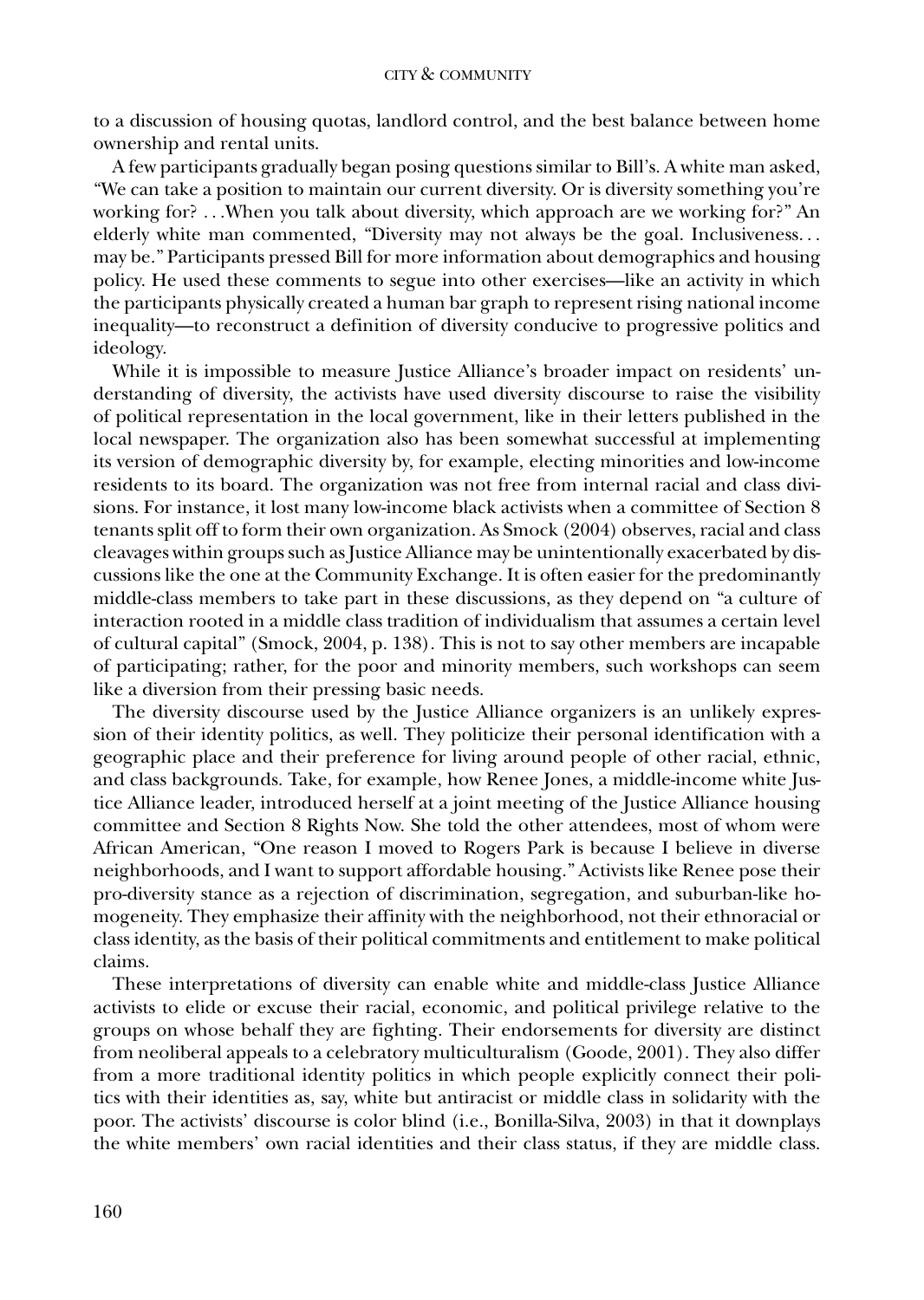to a discussion of housing quotas, landlord control, and the best balance between home ownership and rental units.

A few participants gradually began posing questions similar to Bill's. A white man asked, "We can take a position to maintain our current diversity. Or is diversity something you're working for? . . .When you talk about diversity, which approach are we working for?" An elderly white man commented, "Diversity may not always be the goal. Inclusiveness. . . may be." Participants pressed Bill for more information about demographics and housing policy. He used these comments to segue into other exercises—like an activity in which the participants physically created a human bar graph to represent rising national income inequality—to reconstruct a definition of diversity conducive to progressive politics and ideology.

While it is impossible to measure Justice Alliance's broader impact on residents' understanding of diversity, the activists have used diversity discourse to raise the visibility of political representation in the local government, like in their letters published in the local newspaper. The organization also has been somewhat successful at implementing its version of demographic diversity by, for example, electing minorities and low-income residents to its board. The organization was not free from internal racial and class divisions. For instance, it lost many low-income black activists when a committee of Section 8 tenants split off to form their own organization. As Smock (2004) observes, racial and class cleavages within groups such as Justice Alliance may be unintentionally exacerbated by discussions like the one at the Community Exchange. It is often easier for the predominantly middle-class members to take part in these discussions, as they depend on "a culture of interaction rooted in a middle class tradition of individualism that assumes a certain level of cultural capital" (Smock, 2004, p. 138). This is not to say other members are incapable of participating; rather, for the poor and minority members, such workshops can seem like a diversion from their pressing basic needs.

The diversity discourse used by the Justice Alliance organizers is an unlikely expression of their identity politics, as well. They politicize their personal identification with a geographic place and their preference for living around people of other racial, ethnic, and class backgrounds. Take, for example, how Renee Jones, a middle-income white Justice Alliance leader, introduced herself at a joint meeting of the Justice Alliance housing committee and Section 8 Rights Now. She told the other attendees, most of whom were African American, "One reason I moved to Rogers Park is because I believe in diverse neighborhoods, and I want to support affordable housing." Activists like Renee pose their pro-diversity stance as a rejection of discrimination, segregation, and suburban-like homogeneity. They emphasize their affinity with the neighborhood, not their ethnoracial or class identity, as the basis of their political commitments and entitlement to make political claims.

These interpretations of diversity can enable white and middle-class Justice Alliance activists to elide or excuse their racial, economic, and political privilege relative to the groups on whose behalf they are fighting. Their endorsements for diversity are distinct from neoliberal appeals to a celebratory multiculturalism (Goode, 2001). They also differ from a more traditional identity politics in which people explicitly connect their politics with their identities as, say, white but antiracist or middle class in solidarity with the poor. The activists' discourse is color blind (i.e., Bonilla-Silva, 2003) in that it downplays the white members' own racial identities and their class status, if they are middle class.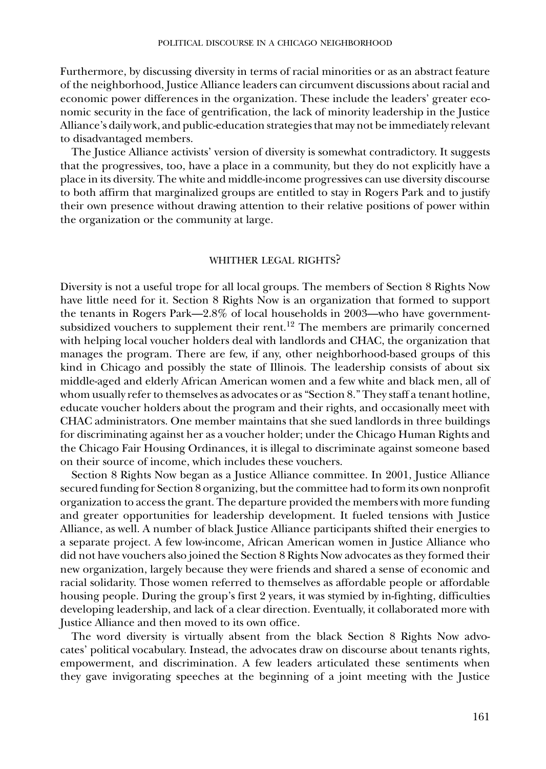Furthermore, by discussing diversity in terms of racial minorities or as an abstract feature of the neighborhood, Justice Alliance leaders can circumvent discussions about racial and economic power differences in the organization. These include the leaders' greater economic security in the face of gentrification, the lack of minority leadership in the Justice Alliance's daily work, and public-education strategies that may not be immediately relevant to disadvantaged members.

The Justice Alliance activists' version of diversity is somewhat contradictory. It suggests that the progressives, too, have a place in a community, but they do not explicitly have a place in its diversity. The white and middle-income progressives can use diversity discourse to both affirm that marginalized groups are entitled to stay in Rogers Park and to justify their own presence without drawing attention to their relative positions of power within the organization or the community at large.

## WHITHER LEGAL RIGHTS?

Diversity is not a useful trope for all local groups. The members of Section 8 Rights Now have little need for it. Section 8 Rights Now is an organization that formed to support the tenants in Rogers Park—2.8% of local households in 2003—who have government-subsidized vouchers to supplement their rent.[12] The members are primarily concerned with helping local voucher holders deal with landlords and CHAC, the organization that manages the program. There are few, if any, other neighborhood-based groups of this kind in Chicago and possibly the state of Illinois. The leadership consists of about six middle-aged and elderly African American women and a few white and black men, all of whom usually refer to themselves as advocates or as "Section 8." They staff a tenant hotline, educate voucher holders about the program and their rights, and occasionally meet with CHAC administrators. One member maintains that she sued landlords in three buildings for discriminating against her as a voucher holder; under the Chicago Human Rights and the Chicago Fair Housing Ordinances, it is illegal to discriminate against someone based on their source of income, which includes these vouchers.

Section 8 Rights Now began as a Justice Alliance committee. In 2001, Justice Alliance secured funding for Section 8 organizing, but the committee had to form its own nonprofit organization to access the grant. The departure provided the members with more funding and greater opportunities for leadership development. It fueled tensions with Justice Alliance, as well. A number of black Justice Alliance participants shifted their energies to a separate project. A few low-income, African American women in Justice Alliance who did not have vouchers also joined the Section 8 Rights Now advocates as they formed their new organization, largely because they were friends and shared a sense of economic and racial solidarity. Those women referred to themselves as affordable people or affordable housing people. During the group's first 2 years, it was stymied by in-fighting, difficulties developing leadership, and lack of a clear direction. Eventually, it collaborated more with Justice Alliance and then moved to its own office.

The word diversity is virtually absent from the black Section 8 Rights Now advocates' political vocabulary. Instead, the advocates draw on discourse about tenants rights, empowerment, and discrimination. A few leaders articulated these sentiments when they gave invigorating speeches at the beginning of a joint meeting with the Justice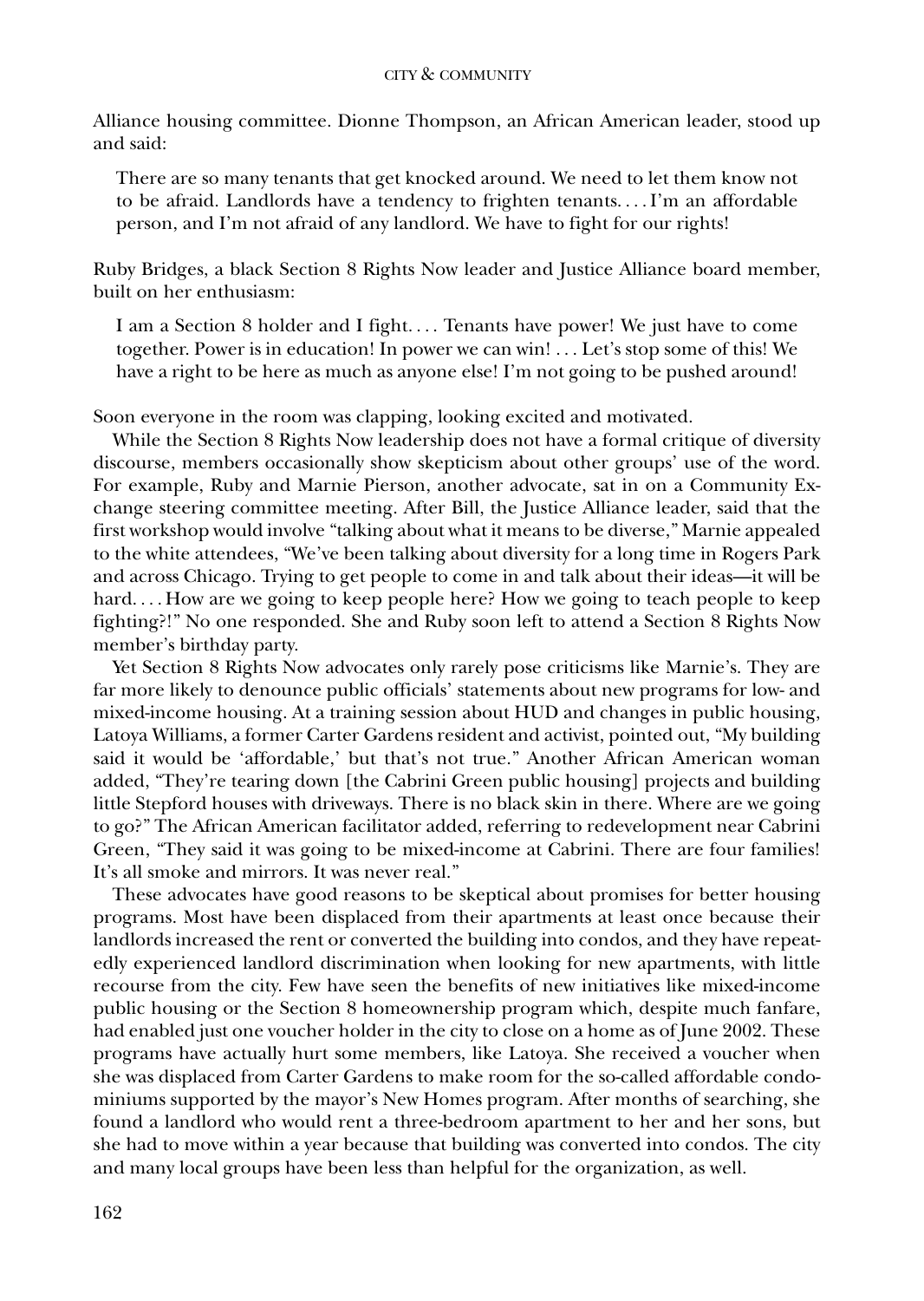Alliance housing committee. Dionne Thompson, an African American leader, stood up and said:

> There are so many tenants that get knocked around. We need to let them know not to be afraid. Landlords have a tendency to frighten tenants. . . . I'm an affordable person, and I'm not afraid of any landlord. We have to fight for our rights!

Ruby Bridges, a black Section 8 Rights Now leader and Justice Alliance board member, built on her enthusiasm:

> I am a Section 8 holder and I fight. . . . Tenants have power! We just have to come together. Power is in education! In power we can win! . . . Let's stop some of this! We have a right to be here as much as anyone else! I'm not going to be pushed around!

Soon everyone in the room was clapping, looking excited and motivated.

While the Section 8 Rights Now leadership does not have a formal critique of diversity discourse, members occasionally show skepticism about other groups' use of the word. For example, Ruby and Marnie Pierson, another advocate, sat in on a Community Exchange steering committee meeting. After Bill, the Justice Alliance leader, said that the first workshop would involve "talking about what it means to be diverse," Marnie appealed to the white attendees, "We've been talking about diversity for a long time in Rogers Park and across Chicago. Trying to get people to come in and talk about their ideas—it will be hard. . . . How are we going to keep people here? How we going to teach people to keep fighting?!" No one responded. She and Ruby soon left to attend a Section 8 Rights Now member's birthday party.

Yet Section 8 Rights Now advocates only rarely pose criticisms like Marnie's. They are far more likely to denounce public officials' statements about new programs for low- and mixed-income housing. At a training session about HUD and changes in public housing, Latoya Williams, a former Carter Gardens resident and activist, pointed out, "My building said it would be 'affordable,' but that's not true." Another African American woman added, "They're tearing down [the Cabrini Green public housing] projects and building little Stepford houses with driveways. There is no black skin in there. Where are we going to go?" The African American facilitator added, referring to redevelopment near Cabrini Green, "They said it was going to be mixed-income at Cabrini. There are four families! It's all smoke and mirrors. It was never real."

These advocates have good reasons to be skeptical about promises for better housing programs. Most have been displaced from their apartments at least once because their landlords increased the rent or converted the building into condos, and they have repeatedly experienced landlord discrimination when looking for new apartments, with little recourse from the city. Few have seen the benefits of new initiatives like mixed-income public housing or the Section 8 homeownership program which, despite much fanfare, had enabled just one voucher holder in the city to close on a home as of June 2002. These programs have actually hurt some members, like Latoya. She received a voucher when she was displaced from Carter Gardens to make room for the so-called affordable condominiums supported by the mayor's New Homes program. After months of searching, she found a landlord who would rent a three-bedroom apartment to her and her sons, but she had to move within a year because that building was converted into condos. The city and many local groups have been less than helpful for the organization, as well.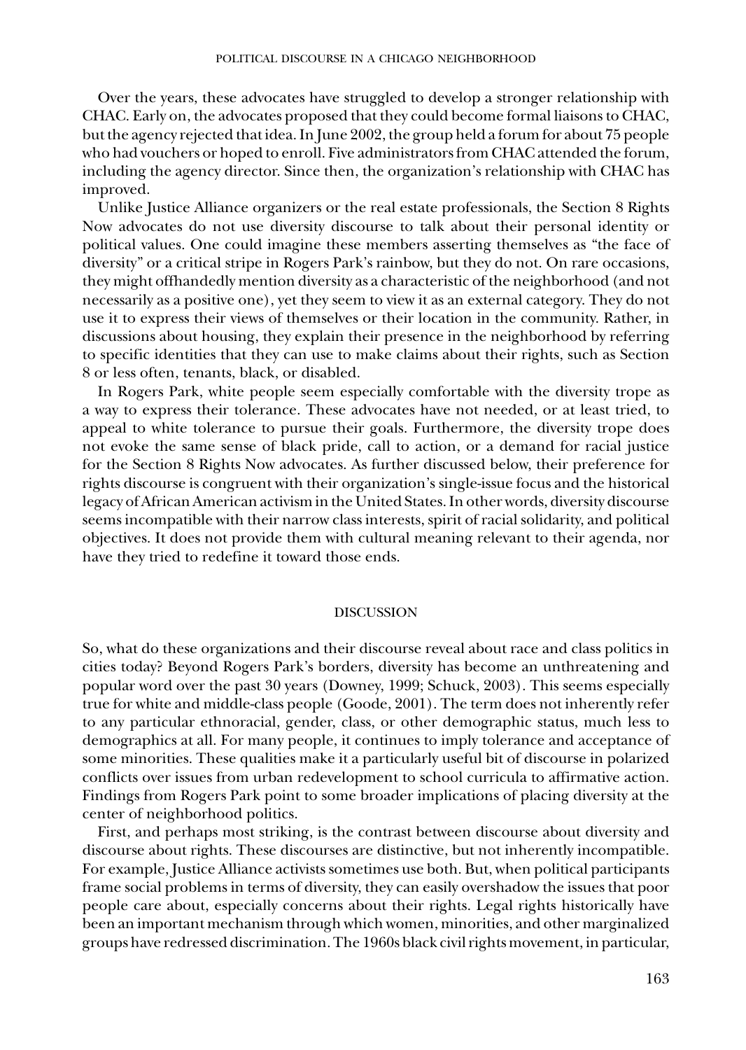Over the years, these advocates have struggled to develop a stronger relationship with CHAC. Early on, the advocates proposed that they could become formal liaisons to CHAC, but the agency rejected that idea. In June 2002, the group held a forum for about 75 people who had vouchers or hoped to enroll. Five administrators from CHAC attended the forum, including the agency director. Since then, the organization's relationship with CHAC has improved.

Unlike Justice Alliance organizers or the real estate professionals, the Section 8 Rights Now advocates do not use diversity discourse to talk about their personal identity or political values. One could imagine these members asserting themselves as "the face of diversity" or a critical stripe in Rogers Park's rainbow, but they do not. On rare occasions, they might offhandedly mention diversity as a characteristic of the neighborhood (and not necessarily as a positive one), yet they seem to view it as an external category. They do not use it to express their views of themselves or their location in the community. Rather, in discussions about housing, they explain their presence in the neighborhood by referring to specific identities that they can use to make claims about their rights, such as Section 8 or less often, tenants, black, or disabled.

In Rogers Park, white people seem especially comfortable with the diversity trope as a way to express their tolerance. These advocates have not needed, or at least tried, to appeal to white tolerance to pursue their goals. Furthermore, the diversity trope does not evoke the same sense of black pride, call to action, or a demand for racial justice for the Section 8 Rights Now advocates. As further discussed below, their preference for rights discourse is congruent with their organization's single-issue focus and the historical legacy of African American activism in the United States. In other words, diversity discourse seems incompatible with their narrow class interests, spirit of racial solidarity, and political objectives. It does not provide them with cultural meaning relevant to their agenda, nor have they tried to redefine it toward those ends.

## DISCUSSION

So, what do these organizations and their discourse reveal about race and class politics in cities today? Beyond Rogers Park's borders, diversity has become an unthreatening and popular word over the past 30 years (Downey, 1999; Schuck, 2003). This seems especially true for white and middle-class people (Goode, 2001). The term does not inherently refer to any particular ethnoracial, gender, class, or other demographic status, much less to demographics at all. For many people, it continues to imply tolerance and acceptance of some minorities. These qualities make it a particularly useful bit of discourse in polarized conflicts over issues from urban redevelopment to school curricula to affirmative action. Findings from Rogers Park point to some broader implications of placing diversity at the center of neighborhood politics.

First, and perhaps most striking, is the contrast between discourse about diversity and discourse about rights. These discourses are distinctive, but not inherently incompatible. For example, Justice Alliance activists sometimes use both. But, when political participants frame social problems in terms of diversity, they can easily overshadow the issues that poor people care about, especially concerns about their rights. Legal rights historically have been an important mechanism through which women, minorities, and other marginalized groups have redressed discrimination. The 1960s black civil rights movement, in particular,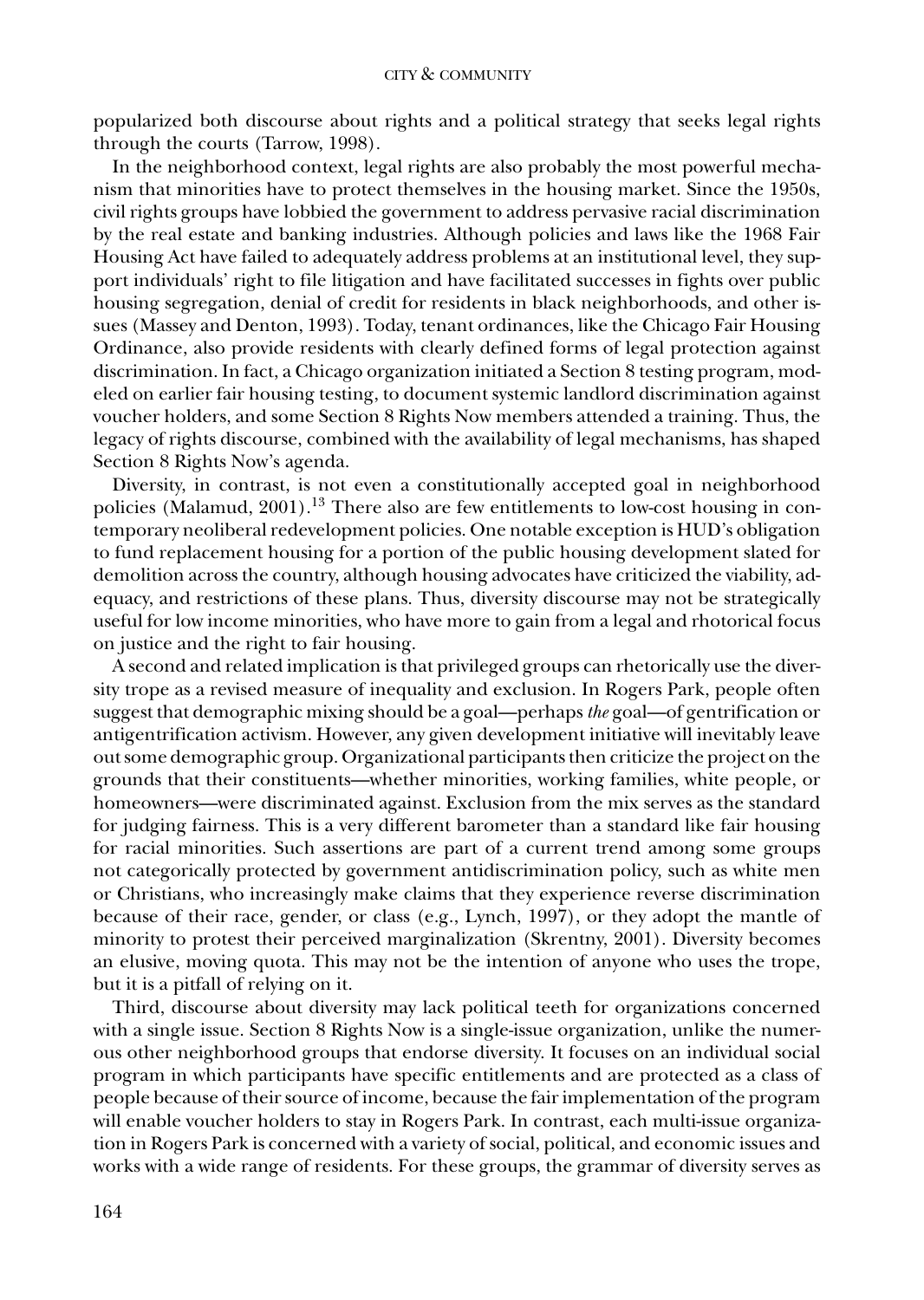popularized both discourse about rights and a political strategy that seeks legal rights through the courts (Tarrow, 1998).

In the neighborhood context, legal rights are also probably the most powerful mechanism that minorities have to protect themselves in the housing market. Since the 1950s, civil rights groups have lobbied the government to address pervasive racial discrimination by the real estate and banking industries. Although policies and laws like the 1968 Fair Housing Act have failed to adequately address problems at an institutional level, they support individuals' right to file litigation and have facilitated successes in fights over public housing segregation, denial of credit for residents in black neighborhoods, and other issues (Massey and Denton, 1993). Today, tenant ordinances, like the Chicago Fair Housing Ordinance, also provide residents with clearly defined forms of legal protection against discrimination. In fact, a Chicago organization initiated a Section 8 testing program, modeled on earlier fair housing testing, to document systemic landlord discrimination against voucher holders, and some Section 8 Rights Now members attended a training. Thus, the legacy of rights discourse, combined with the availability of legal mechanisms, has shaped Section 8 Rights Now's agenda.

Diversity, in contrast, is not even a constitutionally accepted goal in neighborhood policies (Malamud, 2001).[13] There also are few entitlements to low-cost housing in contemporary neoliberal redevelopment policies. One notable exception is HUD's obligation to fund replacement housing for a portion of the public housing development slated for demolition across the country, although housing advocates have criticized the viability, adequacy, and restrictions of these plans. Thus, diversity discourse may not be strategically useful for low income minorities, who have more to gain from a legal and rhotorical focus on justice and the right to fair housing.

A second and related implication is that privileged groups can rhetorically use the diversity trope as a revised measure of inequality and exclusion. In Rogers Park, people often suggest that demographic mixing should be a goal—perhaps *the* goal—of gentrification or antigentrification activism. However, any given development initiative will inevitably leave out some demographic group. Organizational participants then criticize the project on the grounds that their constituents—whether minorities, working families, white people, or homeowners—were discriminated against. Exclusion from the mix serves as the standard for judging fairness. This is a very different barometer than a standard like fair housing for racial minorities. Such assertions are part of a current trend among some groups not categorically protected by government antidiscrimination policy, such as white men or Christians, who increasingly make claims that they experience reverse discrimination because of their race, gender, or class (e.g., Lynch, 1997), or they adopt the mantle of minority to protest their perceived marginalization (Skrentny, 2001). Diversity becomes an elusive, moving quota. This may not be the intention of anyone who uses the trope, but it is a pitfall of relying on it.

Third, discourse about diversity may lack political teeth for organizations concerned with a single issue. Section 8 Rights Now is a single-issue organization, unlike the numerous other neighborhood groups that endorse diversity. It focuses on an individual social program in which participants have specific entitlements and are protected as a class of people because of their source of income, because the fair implementation of the program will enable voucher holders to stay in Rogers Park. In contrast, each multi-issue organization in Rogers Park is concerned with a variety of social, political, and economic issues and works with a wide range of residents. For these groups, the grammar of diversity serves as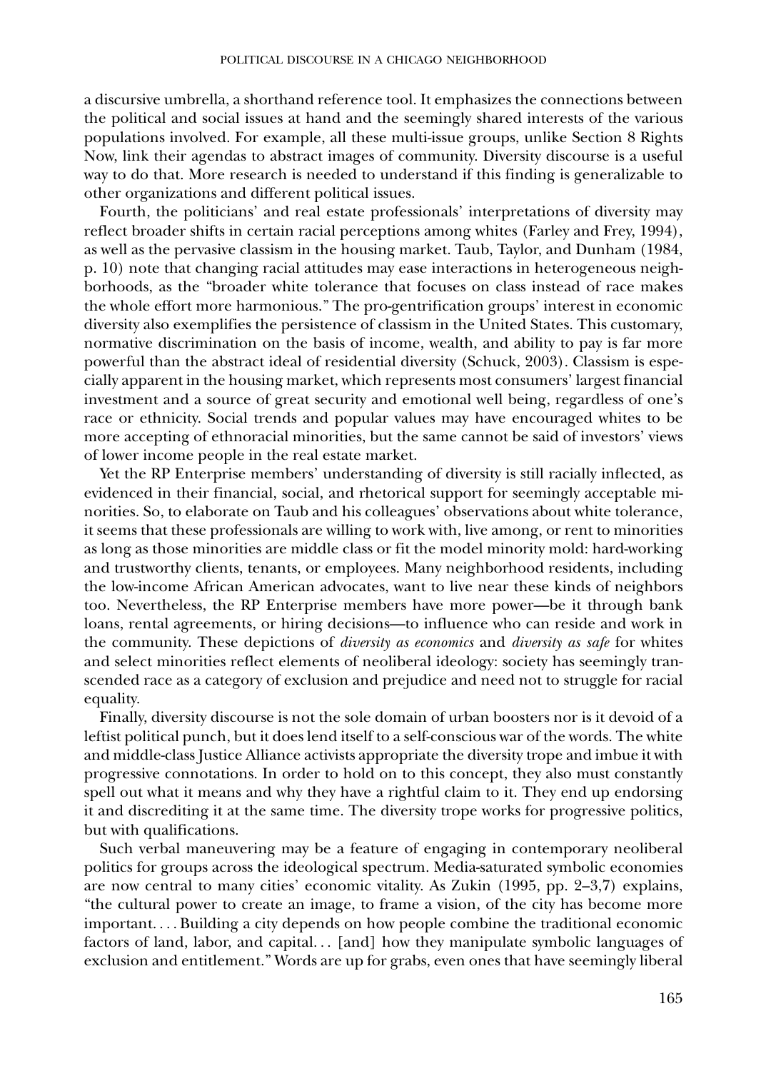a discursive umbrella, a shorthand reference tool. It emphasizes the connections between the political and social issues at hand and the seemingly shared interests of the various populations involved. For example, all these multi-issue groups, unlike Section 8 Rights Now, link their agendas to abstract images of community. Diversity discourse is a useful way to do that. More research is needed to understand if this finding is generalizable to other organizations and different political issues.

Fourth, the politicians' and real estate professionals' interpretations of diversity may reflect broader shifts in certain racial perceptions among whites (Farley and Frey, 1994), as well as the pervasive classism in the housing market. Taub, Taylor, and Dunham (1984, p. 10) note that changing racial attitudes may ease interactions in heterogeneous neighborhoods, as the "broader white tolerance that focuses on class instead of race makes the whole effort more harmonious." The pro-gentrification groups' interest in economic diversity also exemplifies the persistence of classism in the United States. This customary, normative discrimination on the basis of income, wealth, and ability to pay is far more powerful than the abstract ideal of residential diversity (Schuck, 2003). Classism is especially apparent in the housing market, which represents most consumers' largest financial investment and a source of great security and emotional well being, regardless of one's race or ethnicity. Social trends and popular values may have encouraged whites to be more accepting of ethnoracial minorities, but the same cannot be said of investors' views of lower income people in the real estate market.

Yet the RP Enterprise members' understanding of diversity is still racially inflected, as evidenced in their financial, social, and rhetorical support for seemingly acceptable minorities. So, to elaborate on Taub and his colleagues' observations about white tolerance, it seems that these professionals are willing to work with, live among, or rent to minorities as long as those minorities are middle class or fit the model minority mold: hard-working and trustworthy clients, tenants, or employees. Many neighborhood residents, including the low-income African American advocates, want to live near these kinds of neighbors too. Nevertheless, the RP Enterprise members have more power—be it through bank loans, rental agreements, or hiring decisions—to influence who can reside and work in the community. These depictions of *diversity as economics* and *diversity as safe* for whites and select minorities reflect elements of neoliberal ideology: society has seemingly transcended race as a category of exclusion and prejudice and need not to struggle for racial equality.

Finally, diversity discourse is not the sole domain of urban boosters nor is it devoid of a leftist political punch, but it does lend itself to a self-conscious war of the words. The white and middle-class Justice Alliance activists appropriate the diversity trope and imbue it with progressive connotations. In order to hold on to this concept, they also must constantly spell out what it means and why they have a rightful claim to it. They end up endorsing it and discrediting it at the same time. The diversity trope works for progressive politics, but with qualifications.

Such verbal maneuvering may be a feature of engaging in contemporary neoliberal politics for groups across the ideological spectrum. Media-saturated symbolic economies are now central to many cities' economic vitality. As Zukin (1995, pp. 2–3,7) explains, "the cultural power to create an image, to frame a vision, of the city has become more important. . . . Building a city depends on how people combine the traditional economic factors of land, labor, and capital. . . [and] how they manipulate symbolic languages of exclusion and entitlement." Words are up for grabs, even ones that have seemingly liberal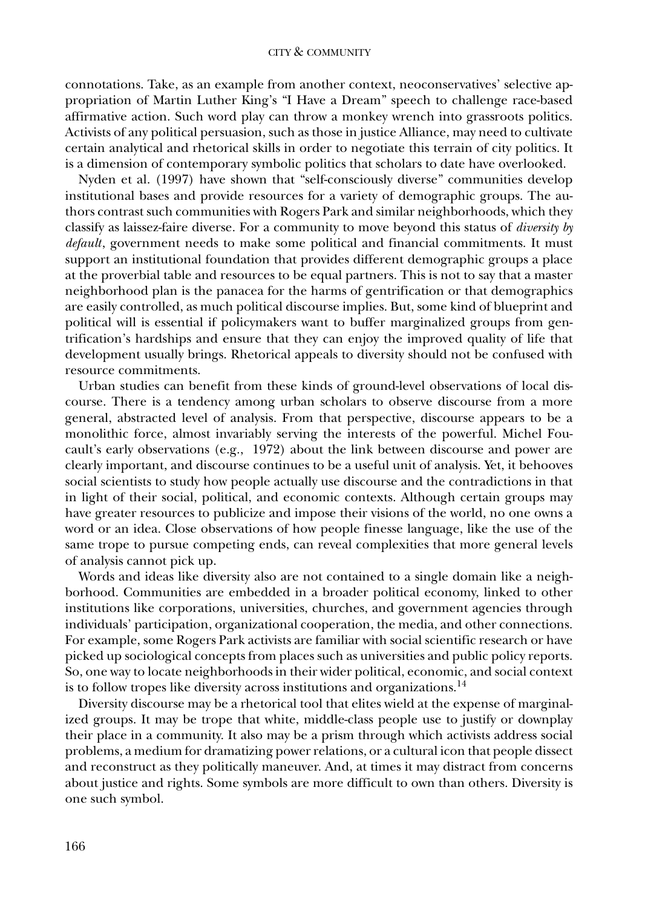connotations. Take, as an example from another context, neoconservatives' selective appropriation of Martin Luther King's "I Have a Dream" speech to challenge race-based affirmative action. Such word play can throw a monkey wrench into grassroots politics. Activists of any political persuasion, such as those in Justice Alliance, may need to cultivate certain analytical and rhetorical skills in order to negotiate this terrain of city politics. It is a dimension of contemporary symbolic politics that scholars to date have overlooked.

Nyden et al. (1997) have shown that "self-consciously diverse" communities develop institutional bases and provide resources for a variety of demographic groups. The authors contrast such communities with Rogers Park and similar neighborhoods, which they classify as laissez-faire diverse. For a community to move beyond this status of *diversity by default*, government needs to make some political and financial commitments. It must support an institutional foundation that provides different demographic groups a place at the proverbial table and resources to be equal partners. This is not to say that a master neighborhood plan is the panacea for the harms of gentrification or that demographics are easily controlled, as much political discourse implies. But, some kind of blueprint and political will is essential if policymakers want to buffer marginalized groups from gentrification's hardships and ensure that they can enjoy the improved quality of life that development usually brings. Rhetorical appeals to diversity should not be confused with resource commitments.

Urban studies can benefit from these kinds of ground-level observations of local discourse. There is a tendency among urban scholars to observe discourse from a more general, abstracted level of analysis. From that perspective, discourse appears to be a monolithic force, almost invariably serving the interests of the powerful. Michel Foucault's early observations (e.g., 1972) about the link between discourse and power are clearly important, and discourse continues to be a useful unit of analysis. Yet, it behooves social scientists to study how people actually use discourse and the contradictions in that in light of their social, political, and economic contexts. Although certain groups may have greater resources to publicize and impose their visions of the world, no one owns a word or an idea. Close observations of how people finesse language, like the use of the same trope to pursue competing ends, can reveal complexities that more general levels of analysis cannot pick up.

Words and ideas like diversity also are not contained to a single domain like a neighborhood. Communities are embedded in a broader political economy, linked to other institutions like corporations, universities, churches, and government agencies through individuals' participation, organizational cooperation, the media, and other connections. For example, some Rogers Park activists are familiar with social scientific research or have picked up sociological concepts from places such as universities and public policy reports. So, one way to locate neighborhoods in their wider political, economic, and social context is to follow tropes like diversity across institutions and organizations.[14]

Diversity discourse may be a rhetorical tool that elites wield at the expense of marginalized groups. It may be trope that white, middle-class people use to justify or downplay their place in a community. It also may be a prism through which activists address social problems, a medium for dramatizing power relations, or a cultural icon that people dissect and reconstruct as they politically maneuver. And, at times it may distract from concerns about justice and rights. Some symbols are more difficult to own than others. Diversity is one such symbol.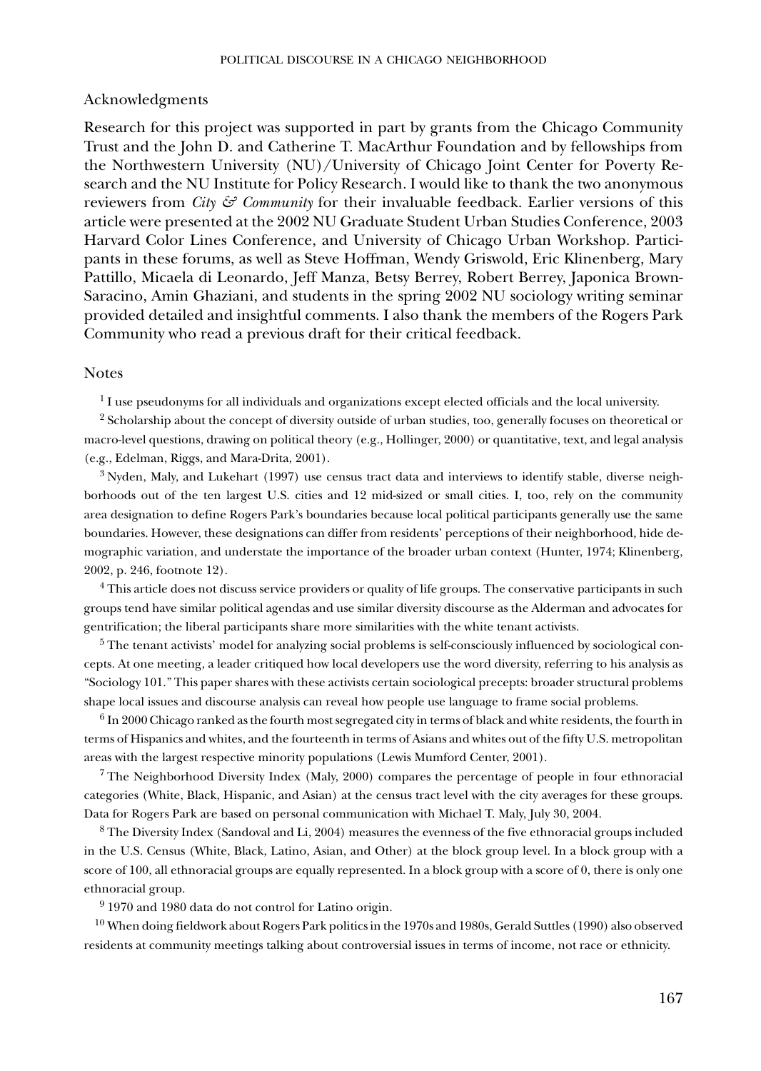## Acknowledgments

Research for this project was supported in part by grants from the Chicago Community Trust and the John D. and Catherine T. MacArthur Foundation and by fellowships from the Northwestern University (NU)/University of Chicago Joint Center for Poverty Research and the NU Institute for Policy Research. I would like to thank the two anonymous reviewers from *City & Community* for their invaluable feedback. Earlier versions of this article were presented at the 2002 NU Graduate Student Urban Studies Conference, 2003 Harvard Color Lines Conference, and University of Chicago Urban Workshop. Participants in these forums, as well as Steve Hoffman, Wendy Griswold, Eric Klinenberg, Mary Pattillo, Micaela di Leonardo, Jeff Manza, Betsy Berrey, Robert Berrey, Japonica Brown-Saracino, Amin Ghaziani, and students in the spring 2002 NU sociology writing seminar provided detailed and insightful comments. I also thank the members of the Rogers Park Community who read a previous draft for their critical feedback.

## Notes

[1] I use pseudonyms for all individuals and organizations except elected officials and the local university.

[2] Scholarship about the concept of diversity outside of urban studies, too, generally focuses on theoretical or macro-level questions, drawing on political theory (e.g., Hollinger, 2000) or quantitative, text, and legal analysis (e.g., Edelman, Riggs, and Mara-Drita, 2001).

[3] Nyden, Maly, and Lukehart (1997) use census tract data and interviews to identify stable, diverse neighborhoods out of the ten largest U.S. cities and 12 mid-sized or small cities. I, too, rely on the community area designation to define Rogers Park's boundaries because local political participants generally use the same boundaries. However, these designations can differ from residents' perceptions of their neighborhood, hide demographic variation, and understate the importance of the broader urban context (Hunter, 1974; Klinenberg, 2002, p. 246, footnote 12).

[4] This article does not discuss service providers or quality of life groups. The conservative participants in such groups tend have similar political agendas and use similar diversity discourse as the Alderman and advocates for gentrification; the liberal participants share more similarities with the white tenant activists.

[5] The tenant activists' model for analyzing social problems is self-consciously influenced by sociological concepts. At one meeting, a leader critiqued how local developers use the word diversity, referring to his analysis as "Sociology 101." This paper shares with these activists certain sociological precepts: broader structural problems shape local issues and discourse analysis can reveal how people use language to frame social problems.

[6] In 2000 Chicago ranked as the fourth most segregated city in terms of black and white residents, the fourth in terms of Hispanics and whites, and the fourteenth in terms of Asians and whites out of the fifty U.S. metropolitan areas with the largest respective minority populations (Lewis Mumford Center, 2001).

[7] The Neighborhood Diversity Index (Maly, 2000) compares the percentage of people in four ethnoracial categories (White, Black, Hispanic, and Asian) at the census tract level with the city averages for these groups. Data for Rogers Park are based on personal communication with Michael T. Maly, July 30, 2004.

[8] The Diversity Index (Sandoval and Li, 2004) measures the evenness of the five ethnoracial groups included in the U.S. Census (White, Black, Latino, Asian, and Other) at the block group level. In a block group with a score of 100, all ethnoracial groups are equally represented. In a block group with a score of 0, there is only one ethnoracial group.

[9] 1970 and 1980 data do not control for Latino origin.

[10] When doing fieldwork about Rogers Park politics in the 1970s and 1980s, Gerald Suttles (1990) also observed residents at community meetings talking about controversial issues in terms of income, not race or ethnicity.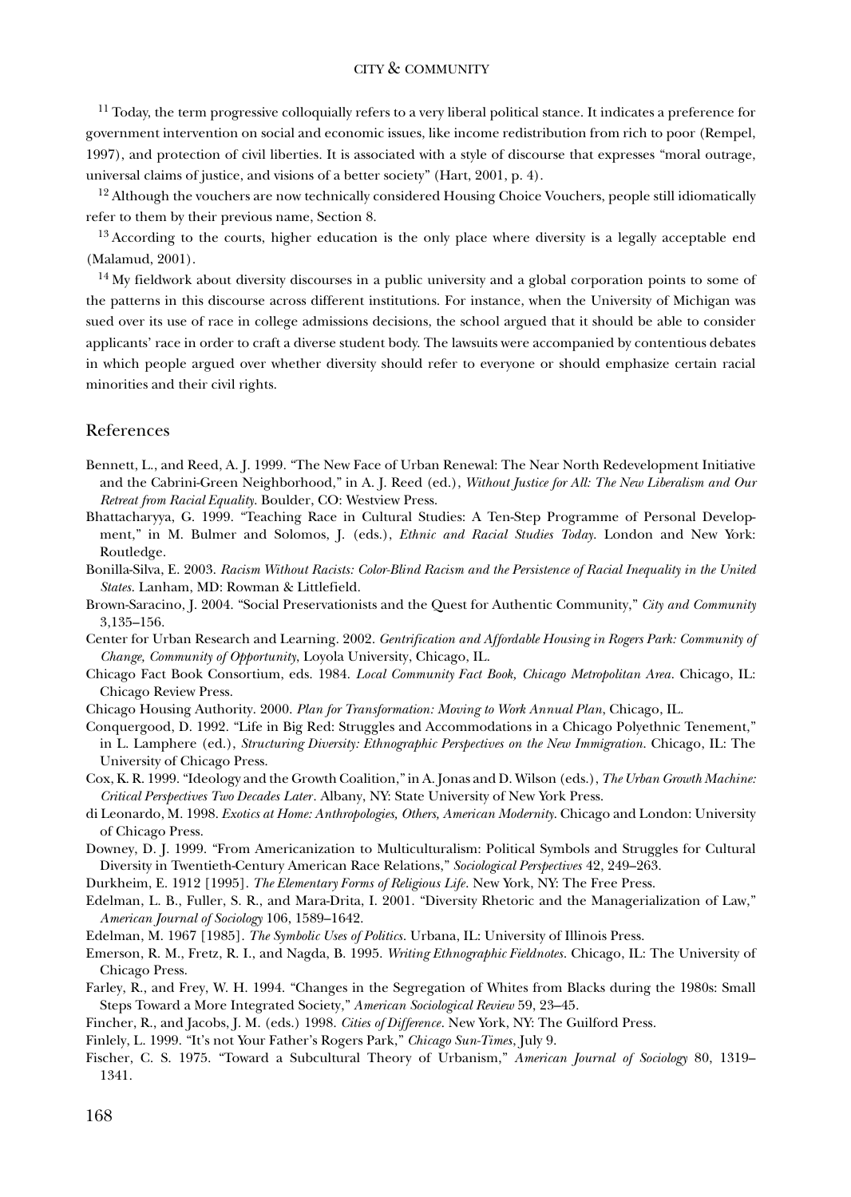[11] Today, the term progressive colloquially refers to a very liberal political stance. It indicates a preference for government intervention on social and economic issues, like income redistribution from rich to poor (Rempel, 1997), and protection of civil liberties. It is associated with a style of discourse that expresses "moral outrage, universal claims of justice, and visions of a better society" (Hart, 2001, p. 4).

[12] Although the vouchers are now technically considered Housing Choice Vouchers, people still idiomatically refer to them by their previous name, Section 8.

[13] According to the courts, higher education is the only place where diversity is a legally acceptable end (Malamud, 2001).

[14] My fieldwork about diversity discourses in a public university and a global corporation points to some of the patterns in this discourse across different institutions. For instance, when the University of Michigan was sued over its use of race in college admissions decisions, the school argued that it should be able to consider applicants' race in order to craft a diverse student body. The lawsuits were accompanied by contentious debates in which people argued over whether diversity should refer to everyone or should emphasize certain racial minorities and their civil rights.

## References

Bennett, L., and Reed, A. J. 1999. "The New Face of Urban Renewal: The Near North Redevelopment Initiative and the Cabrini-Green Neighborhood," in A. J. Reed (ed.), *Without Justice for All: The New Liberalism and Our Retreat from Racial Equality*. Boulder, CO: Westview Press.

Bhattacharyya, G. 1999. "Teaching Race in Cultural Studies: A Ten-Step Programme of Personal Development," in M. Bulmer and Solomos, J. (eds.), *Ethnic and Racial Studies Today*. London and New York: Routledge.

Bonilla-Silva, E. 2003. *Racism Without Racists: Color-Blind Racism and the Persistence of Racial Inequality in the United States*. Lanham, MD: Rowman & Littlefield.

Brown-Saracino, J. 2004. "Social Preservationists and the Quest for Authentic Community," *City and Community* 3,135–156.

Center for Urban Research and Learning. 2002. *Gentrification and Affordable Housing in Rogers Park: Community of Change, Community of Opportunity*, Loyola University, Chicago, IL.

Chicago Fact Book Consortium, eds. 1984. *Local Community Fact Book, Chicago Metropolitan Area*. Chicago, IL: Chicago Review Press.

Chicago Housing Authority. 2000. *Plan for Transformation: Moving to Work Annual Plan*, Chicago, IL.

Conquergood, D. 1992. "Life in Big Red: Struggles and Accommodations in a Chicago Polyethnic Tenement," in L. Lamphere (ed.), *Structuring Diversity: Ethnographic Perspectives on the New Immigration*. Chicago, IL: The University of Chicago Press.

Cox, K. R. 1999. "Ideology and the Growth Coalition," in A. Jonas and D. Wilson (eds.), *The Urban Growth Machine: Critical Perspectives Two Decades Later*. Albany, NY: State University of New York Press.

di Leonardo, M. 1998. *Exotics at Home: Anthropologies, Others, American Modernity*. Chicago and London: University of Chicago Press.

Downey, D. J. 1999. "From Americanization to Multiculturalism: Political Symbols and Struggles for Cultural Diversity in Twentieth-Century American Race Relations," *Sociological Perspectives* 42, 249–263.

Durkheim, E. 1912 [1995]. *The Elementary Forms of Religious Life*. New York, NY: The Free Press.

Edelman, L. B., Fuller, S. R., and Mara-Drita, I. 2001. "Diversity Rhetoric and the Managerialization of Law," *American Journal of Sociology* 106, 1589–1642.

Edelman, M. 1967 [1985]. *The Symbolic Uses of Politics*. Urbana, IL: University of Illinois Press.

Emerson, R. M., Fretz, R. I., and Nagda, B. 1995. *Writing Ethnographic Fieldnotes*. Chicago, IL: The University of Chicago Press.

Farley, R., and Frey, W. H. 1994. "Changes in the Segregation of Whites from Blacks during the 1980s: Small Steps Toward a More Integrated Society," *American Sociological Review* 59, 23–45.

Fincher, R., and Jacobs, J. M. (eds.) 1998. *Cities of Difference*. New York, NY: The Guilford Press.

Finlely, L. 1999. "It's not Your Father's Rogers Park," *Chicago Sun-Times*, July 9.

Fischer, C. S. 1975. "Toward a Subcultural Theory of Urbanism," *American Journal of Sociology* 80, 1319–1341.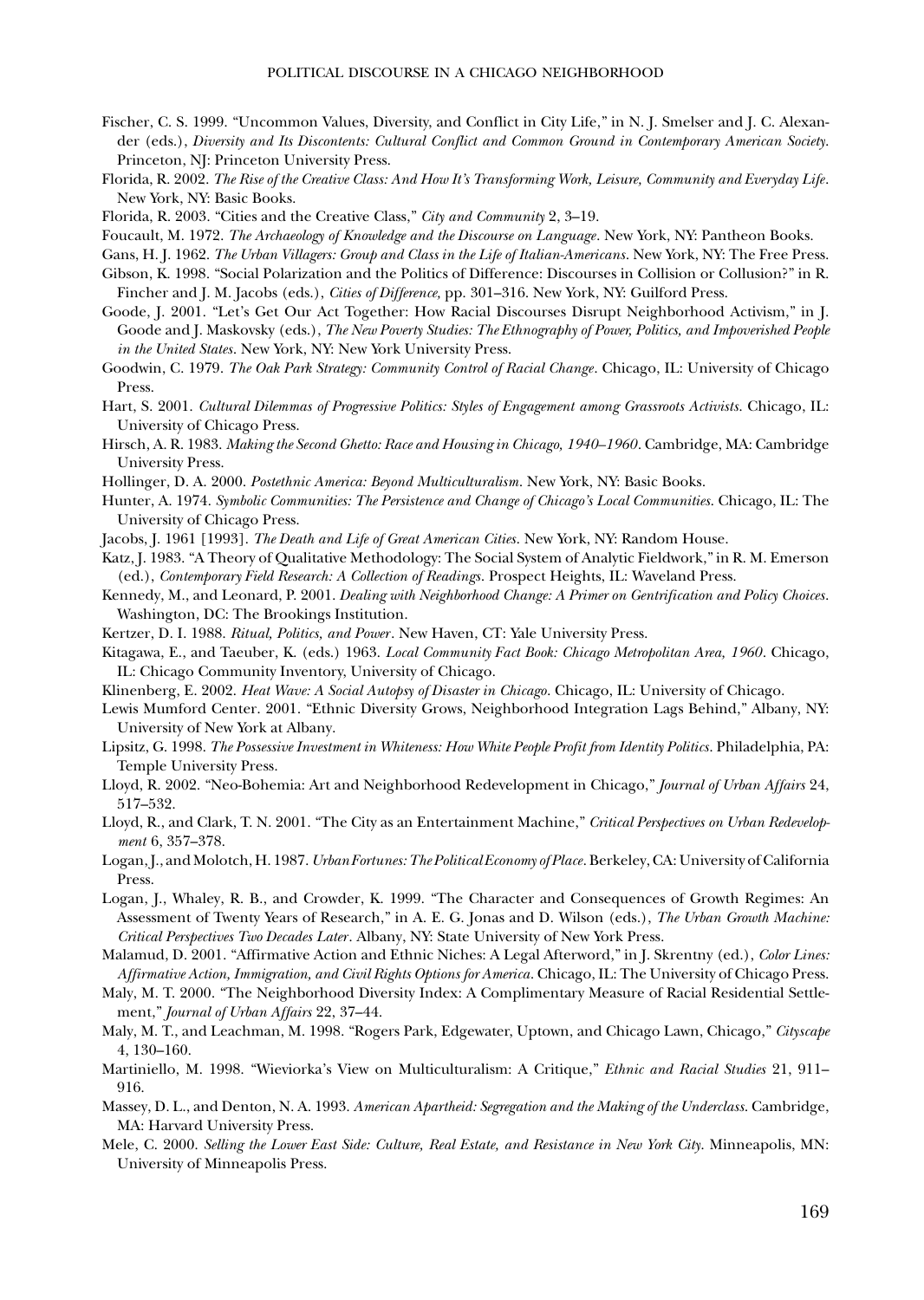Fischer, C. S. 1999. "Uncommon Values, Diversity, and Conflict in City Life," in N. J. Smelser and J. C. Alexander (eds.), *Diversity and Its Discontents: Cultural Conflict and Common Ground in Contemporary American Society*. Princeton, NJ: Princeton University Press.

Florida, R. 2002. *The Rise of the Creative Class: And How It's Transforming Work, Leisure, Community and Everyday Life*. New York, NY: Basic Books.

Florida, R. 2003. "Cities and the Creative Class," *City and Community* 2, 3–19.

Foucault, M. 1972. *The Archaeology of Knowledge and the Discourse on Language*. New York, NY: Pantheon Books.

Gans, H. J. 1962. *The Urban Villagers: Group and Class in the Life of Italian-Americans*. New York, NY: The Free Press.

Gibson, K. 1998. "Social Polarization and the Politics of Difference: Discourses in Collision or Collusion?" in R. Fincher and J. M. Jacobs (eds.), *Cities of Difference,* pp. 301–316. New York, NY: Guilford Press.

Goode, J. 2001. "Let's Get Our Act Together: How Racial Discourses Disrupt Neighborhood Activism," in J. Goode and J. Maskovsky (eds.), *The New Poverty Studies: The Ethnography of Power, Politics, and Impoverished People in the United States*. New York, NY: New York University Press.

Goodwin, C. 1979. *The Oak Park Strategy: Community Control of Racial Change*. Chicago, IL: University of Chicago Press.

Hart, S. 2001. *Cultural Dilemmas of Progressive Politics: Styles of Engagement among Grassroots Activists*. Chicago, IL: University of Chicago Press.

Hirsch, A. R. 1983. *Making the Second Ghetto: Race and Housing in Chicago, 1940–1960*. Cambridge, MA: Cambridge University Press.

Hollinger, D. A. 2000. *Postethnic America: Beyond Multiculturalism*. New York, NY: Basic Books.

Hunter, A. 1974. *Symbolic Communities: The Persistence and Change of Chicago's Local Communities*. Chicago, IL: The University of Chicago Press.

Jacobs, J. 1961 [1993]. *The Death and Life of Great American Cities*. New York, NY: Random House.

Katz, J. 1983. "A Theory of Qualitative Methodology: The Social System of Analytic Fieldwork," in R. M. Emerson (ed.), *Contemporary Field Research: A Collection of Readings*. Prospect Heights, IL: Waveland Press.

Kennedy, M., and Leonard, P. 2001. *Dealing with Neighborhood Change: A Primer on Gentrification and Policy Choices*. Washington, DC: The Brookings Institution.

Kertzer, D. I. 1988. *Ritual, Politics, and Power*. New Haven, CT: Yale University Press.

Kitagawa, E., and Taeuber, K. (eds.) 1963. *Local Community Fact Book: Chicago Metropolitan Area, 1960*. Chicago, IL: Chicago Community Inventory, University of Chicago.

Klinenberg, E. 2002. *Heat Wave: A Social Autopsy of Disaster in Chicago*. Chicago, IL: University of Chicago.

Lewis Mumford Center. 2001. "Ethnic Diversity Grows, Neighborhood Integration Lags Behind," Albany, NY: University of New York at Albany.

Lipsitz, G. 1998. *The Possessive Investment in Whiteness: How White People Profit from Identity Politics*. Philadelphia, PA: Temple University Press.

Lloyd, R. 2002. "Neo-Bohemia: Art and Neighborhood Redevelopment in Chicago," *Journal of Urban Affairs* 24, 517–532.

Lloyd, R., and Clark, T. N. 2001. "The City as an Entertainment Machine," *Critical Perspectives on Urban Redevelopment* 6, 357–378.

Logan, J., and Molotch, H. 1987. *Urban Fortunes: The Political Economy of Place*. Berkeley, CA: University of California Press.

Logan, J., Whaley, R. B., and Crowder, K. 1999. "The Character and Consequences of Growth Regimes: An Assessment of Twenty Years of Research," in A. E. G. Jonas and D. Wilson (eds.), *The Urban Growth Machine: Critical Perspectives Two Decades Later*. Albany, NY: State University of New York Press.

Malamud, D. 2001. "Affirmative Action and Ethnic Niches: A Legal Afterword," in J. Skrentny (ed.), *Color Lines: Affirmative Action, Immigration, and Civil Rights Options for America*. Chicago, IL: The University of Chicago Press.

Maly, M. T. 2000. "The Neighborhood Diversity Index: A Complimentary Measure of Racial Residential Settlement," *Journal of Urban Affairs* 22, 37–44.

Maly, M. T., and Leachman, M. 1998. "Rogers Park, Edgewater, Uptown, and Chicago Lawn, Chicago," *Cityscape* 4, 130–160.

Martiniello, M. 1998. "Wieviorka's View on Multiculturalism: A Critique," *Ethnic and Racial Studies* 21, 911–916.

Massey, D. L., and Denton, N. A. 1993. *American Apartheid: Segregation and the Making of the Underclass*. Cambridge, MA: Harvard University Press.

Mele, C. 2000. *Selling the Lower East Side: Culture, Real Estate, and Resistance in New York City*. Minneapolis, MN: University of Minneapolis Press.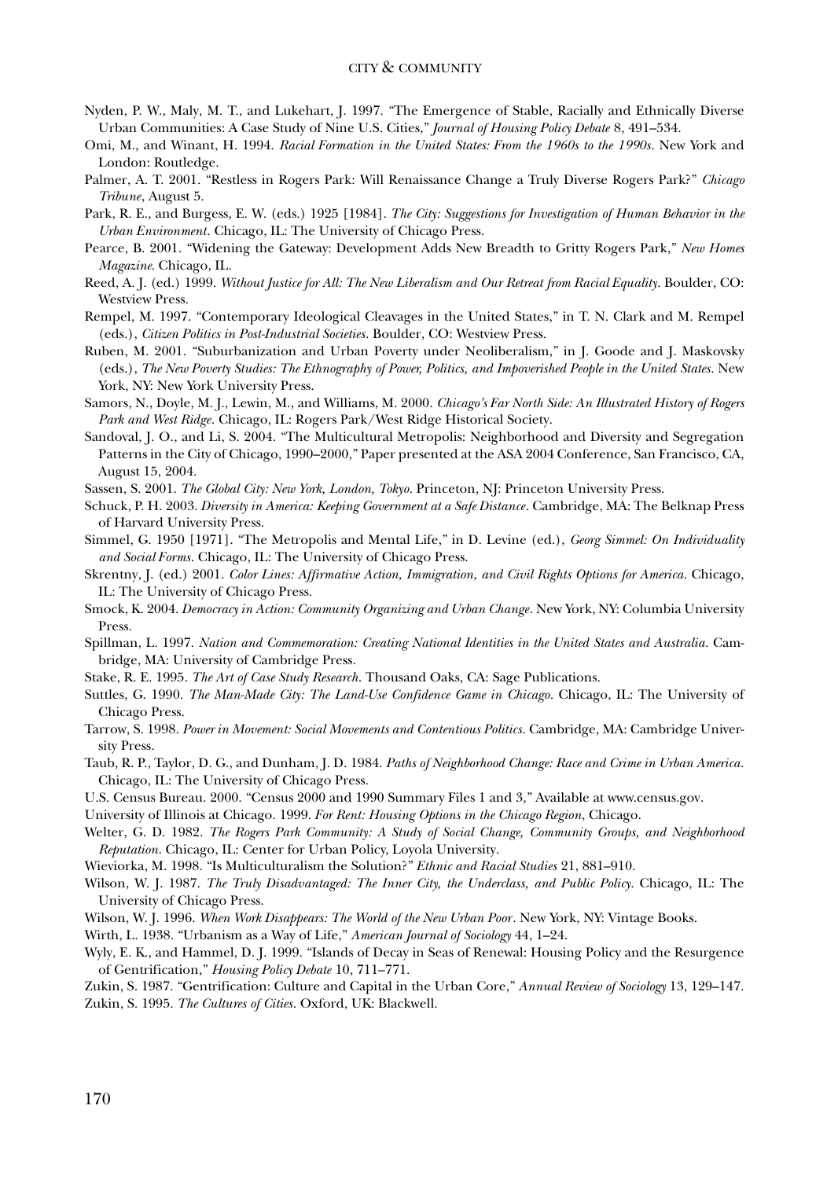Nyden, P. W., Maly, M. T., and Lukehart, J. 1997. "The Emergence of Stable, Racially and Ethnically Diverse Urban Communities: A Case Study of Nine U.S. Cities," *Journal of Housing Policy Debate* 8, 491–534.

Omi, M., and Winant, H. 1994. *Racial Formation in the United States: From the 1960s to the 1990s*. New York and London: Routledge.

Palmer, A. T. 2001. "Restless in Rogers Park: Will Renaissance Change a Truly Diverse Rogers Park?" *Chicago Tribune*, August 5.

Park, R. E., and Burgess, E. W. (eds.) 1925 [1984]. *The City: Suggestions for Investigation of Human Behavior in the Urban Environment*. Chicago, IL: The University of Chicago Press.

Pearce, B. 2001. "Widening the Gateway: Development Adds New Breadth to Gritty Rogers Park," *New Homes Magazine*. Chicago, IL.

Reed, A. J. (ed.) 1999. *Without Justice for All: The New Liberalism and Our Retreat from Racial Equality*. Boulder, CO: Westview Press.

Rempel, M. 1997. "Contemporary Ideological Cleavages in the United States," in T. N. Clark and M. Rempel (eds.), *Citizen Politics in Post-Industrial Societies*. Boulder, CO: Westview Press.

Ruben, M. 2001. "Suburbanization and Urban Poverty under Neoliberalism," in J. Goode and J. Maskovsky (eds.), *The New Poverty Studies: The Ethnography of Power, Politics, and Impoverished People in the United States*. New York, NY: New York University Press.

Samors, N., Doyle, M. J., Lewin, M., and Williams, M. 2000. *Chicago's Far North Side: An Illustrated History of Rogers Park and West Ridge*. Chicago, IL: Rogers Park/West Ridge Historical Society.

Sandoval, J. O., and Li, S. 2004. "The Multicultural Metropolis: Neighborhood and Diversity and Segregation Patterns in the City of Chicago, 1990–2000," Paper presented at the ASA 2004 Conference, San Francisco, CA, August 15, 2004.

Sassen, S. 2001. *The Global City: New York, London, Tokyo*. Princeton, NJ: Princeton University Press.

Schuck, P. H. 2003. *Diversity in America: Keeping Government at a Safe Distance*. Cambridge, MA: The Belknap Press of Harvard University Press.

Simmel, G. 1950 [1971]. "The Metropolis and Mental Life," in D. Levine (ed.), *Georg Simmel: On Individuality and Social Forms*. Chicago, IL: The University of Chicago Press.

Skrentny, J. (ed.) 2001. *Color Lines: Affirmative Action, Immigration, and Civil Rights Options for America*. Chicago, IL: The University of Chicago Press.

Smock, K. 2004. *Democracy in Action: Community Organizing and Urban Change*. New York, NY: Columbia University Press.

Spillman, L. 1997. *Nation and Commemoration: Creating National Identities in the United States and Australia*. Cambridge, MA: University of Cambridge Press.

Stake, R. E. 1995. *The Art of Case Study Research*. Thousand Oaks, CA: Sage Publications.

Suttles, G. 1990. *The Man-Made City: The Land-Use Confidence Game in Chicago*. Chicago, IL: The University of Chicago Press.

Tarrow, S. 1998. *Power in Movement: Social Movements and Contentious Politics*. Cambridge, MA: Cambridge University Press.

Taub, R. P., Taylor, D. G., and Dunham, J. D. 1984. *Paths of Neighborhood Change: Race and Crime in Urban America*. Chicago, IL: The University of Chicago Press.

U.S. Census Bureau. 2000. "Census 2000 and 1990 Summary Files 1 and 3," Available at www.census.gov.

University of Illinois at Chicago. 1999. *For Rent: Housing Options in the Chicago Region*, Chicago.

Welter, G. D. 1982. *The Rogers Park Community: A Study of Social Change, Community Groups, and Neighborhood Reputation*. Chicago, IL: Center for Urban Policy, Loyola University.

Wieviorka, M. 1998. "Is Multiculturalism the Solution?" *Ethnic and Racial Studies* 21, 881–910.

Wilson, W. J. 1987. *The Truly Disadvantaged: The Inner City, the Underclass, and Public Policy*. Chicago, IL: The University of Chicago Press.

Wilson, W. J. 1996. *When Work Disappears: The World of the New Urban Poor*. New York, NY: Vintage Books.

Wirth, L. 1938. "Urbanism as a Way of Life," *American Journal of Sociology* 44, 1–24.

Wyly, E. K., and Hammel, D. J. 1999. "Islands of Decay in Seas of Renewal: Housing Policy and the Resurgence of Gentrification," *Housing Policy Debate* 10, 711–771.

Zukin, S. 1987. "Gentrification: Culture and Capital in the Urban Core," *Annual Review of Sociology* 13, 129–147.

Zukin, S. 1995. *The Cultures of Cities*. Oxford, UK: Blackwell.